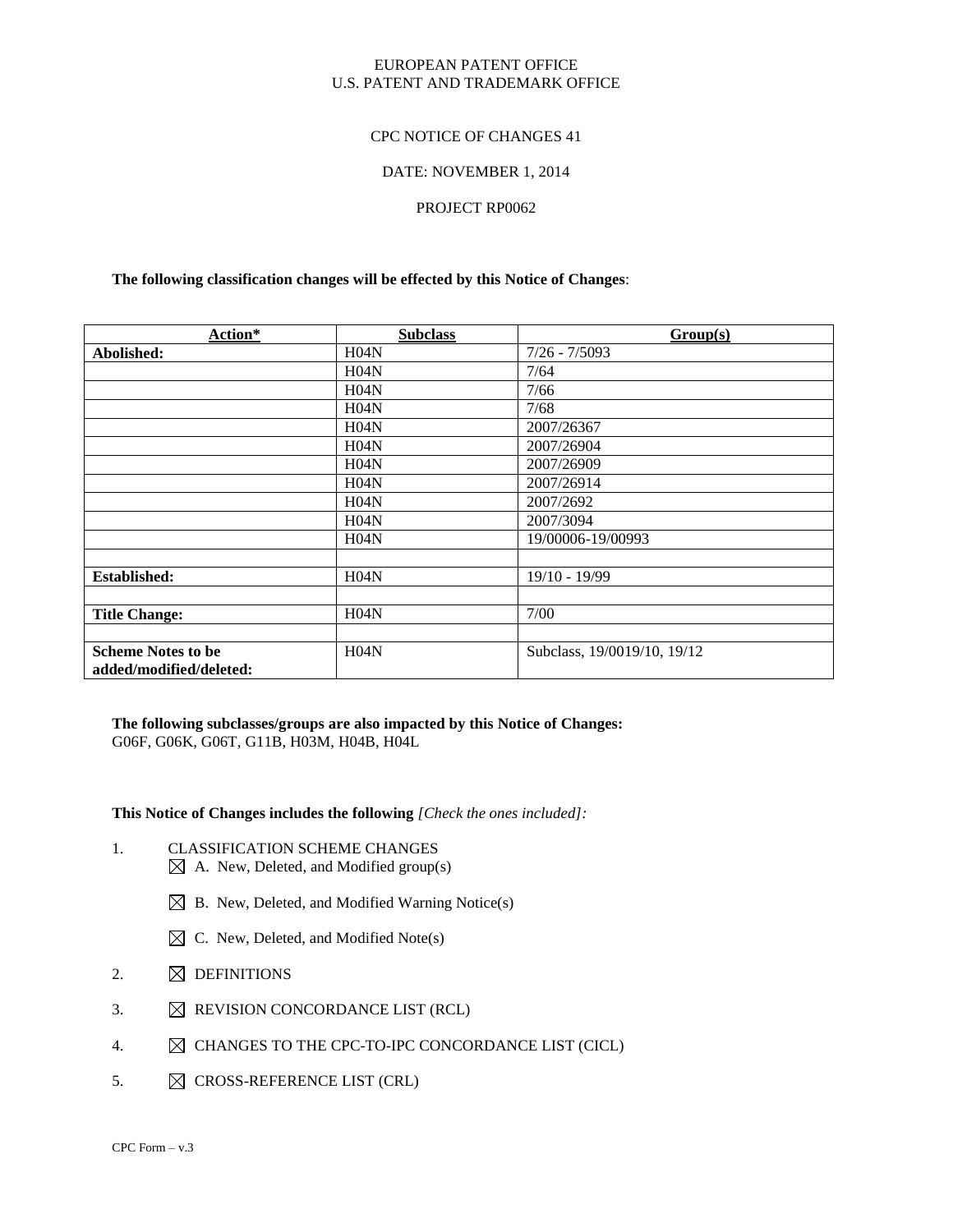EUROPEAN PATENT OFFICE
U.S. PATENT AND TRADEMARK OFFICE

CPC NOTICE OF CHANGES 41

DATE: NOVEMBER 1, 2014

PROJECT RP0062

**The following classification changes will be effected by this Notice of Changes**:

| Action* | Subclass | Group(s) |
|---|---|---|
| **Abolished:** | H04N | 7/26 - 7/5093 |
| | H04N | 7/64 |
| | H04N | 7/66 |
| | H04N | 7/68 |
| | H04N | 2007/26367 |
| | H04N | 2007/26904 |
| | H04N | 2007/26909 |
| | H04N | 2007/26914 |
| | H04N | 2007/2692 |
| | H04N | 2007/3094 |
| | H04N | 19/00006-19/00993 |
| | | |
| **Established:** | H04N | 19/10 - 19/99 |
| | | |
| **Title Change:** | H04N | 7/00 |
| | | |
| **Scheme Notes to be added/modified/deleted:** | H04N | Subclass, 19/0019/10, 19/12 |

**The following subclasses/groups are also impacted by this Notice of Changes:**
G06F, G06K, G06T, G11B, H03M, H04B, H04L

**This Notice of Changes includes the following** *[Check the ones included]:*

1. CLASSIFICATION SCHEME CHANGES
   - ☒ A. New, Deleted, and Modified group(s)
   - ☒ B. New, Deleted, and Modified Warning Notice(s)
   - ☒ C. New, Deleted, and Modified Note(s)
2. ☒ DEFINITIONS
3. ☒ REVISION CONCORDANCE LIST (RCL)
4. ☒ CHANGES TO THE CPC-TO-IPC CONCORDANCE LIST (CICL)
5. ☒ CROSS-REFERENCE LIST (CRL)

CPC Form – v.3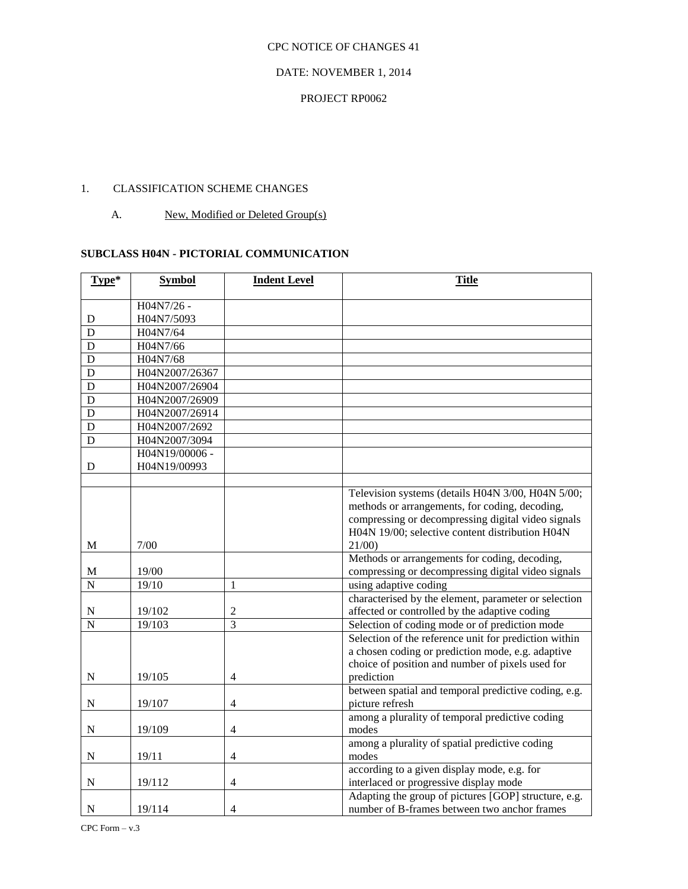CPC NOTICE OF CHANGES 41

DATE: NOVEMBER 1, 2014

PROJECT RP0062

1. CLASSIFICATION SCHEME CHANGES

A. New, Modified or Deleted Group(s)

**SUBCLASS H04N - PICTORIAL COMMUNICATION**

| Type* | Symbol | Indent Level | Title |
|---|---|---|---|
| D | H04N7/26 - H04N7/5093 | | |
| D | H04N7/64 | | |
| D | H04N7/66 | | |
| D | H04N7/68 | | |
| D | H04N2007/26367 | | |
| D | H04N2007/26904 | | |
| D | H04N2007/26909 | | |
| D | H04N2007/26914 | | |
| D | H04N2007/2692 | | |
| D | H04N2007/3094 | | |
| D | H04N19/00006 - H04N19/00993 | | |
| | | | |
| M | 7/00 | | Television systems (details H04N 3/00, H04N 5/00; methods or arrangements, for coding, decoding, compressing or decompressing digital video signals H04N 19/00; selective content distribution H04N 21/00) |
| M | 19/00 | | Methods or arrangements for coding, decoding, compressing or decompressing digital video signals |
| N | 19/10 | 1 | using adaptive coding |
| N | 19/102 | 2 | characterised by the element, parameter or selection affected or controlled by the adaptive coding |
| N | 19/103 | 3 | Selection of coding mode or of prediction mode |
| N | 19/105 | 4 | Selection of the reference unit for prediction within a chosen coding or prediction mode, e.g. adaptive choice of position and number of pixels used for prediction |
| N | 19/107 | 4 | between spatial and temporal predictive coding, e.g. picture refresh |
| N | 19/109 | 4 | among a plurality of temporal predictive coding modes |
| N | 19/11 | 4 | among a plurality of spatial predictive coding modes |
| N | 19/112 | 4 | according to a given display mode, e.g. for interlaced or progressive display mode |
| N | 19/114 | 4 | Adapting the group of pictures [GOP] structure, e.g. number of B-frames between two anchor frames |

CPC Form – v.3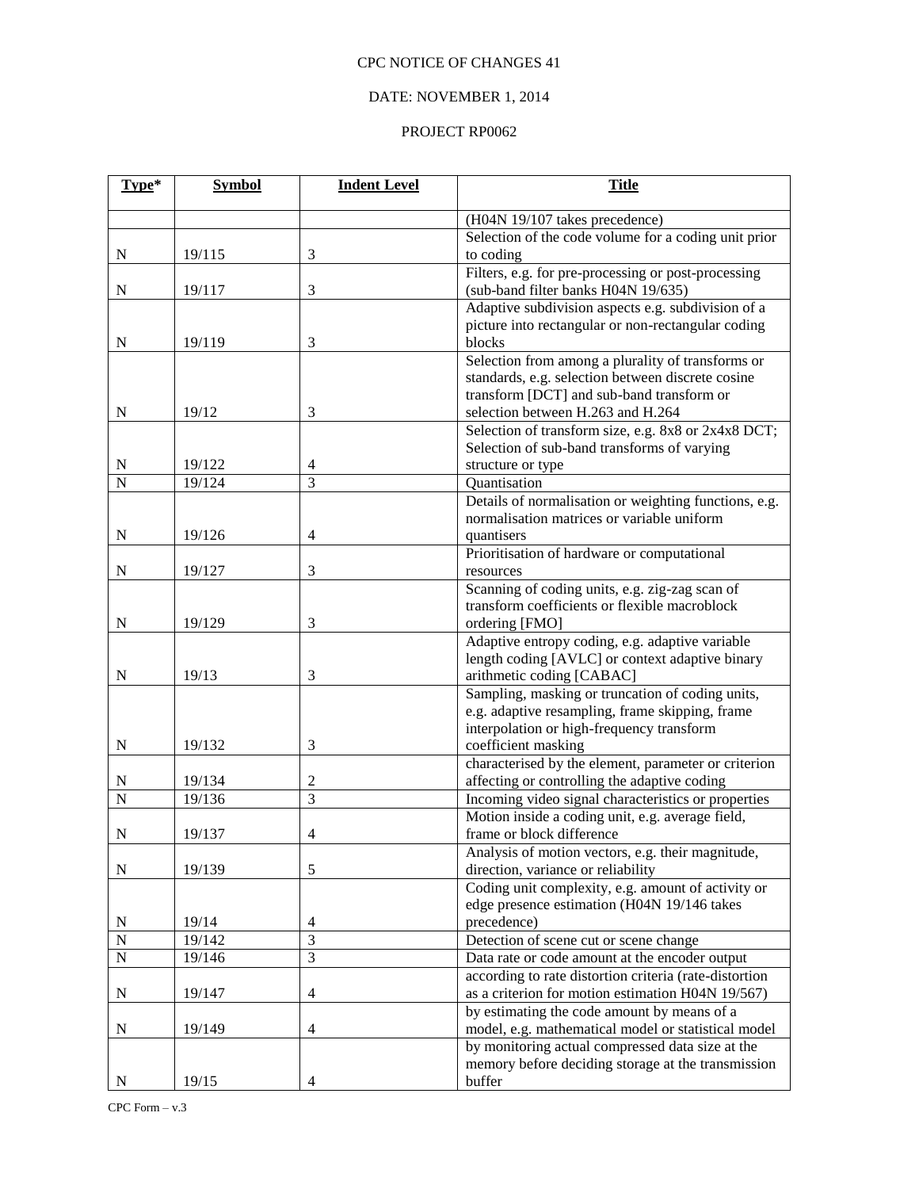CPC NOTICE OF CHANGES 41

DATE: NOVEMBER 1, 2014

PROJECT RP0062

| Type* | Symbol | Indent Level | Title |
|---|---|---|---|
| | | | (H04N 19/107 takes precedence) |
| N | 19/115 | 3 | Selection of the code volume for a coding unit prior to coding |
| N | 19/117 | 3 | Filters, e.g. for pre-processing or post-processing (sub-band filter banks H04N 19/635) |
| N | 19/119 | 3 | Adaptive subdivision aspects e.g. subdivision of a picture into rectangular or non-rectangular coding blocks |
| N | 19/12 | 3 | Selection from among a plurality of transforms or standards, e.g. selection between discrete cosine transform [DCT] and sub-band transform or selection between H.263 and H.264 |
| N | 19/122 | 4 | Selection of transform size, e.g. 8x8 or 2x4x8 DCT; Selection of sub-band transforms of varying structure or type |
| N | 19/124 | 3 | Quantisation |
| N | 19/126 | 4 | Details of normalisation or weighting functions, e.g. normalisation matrices or variable uniform quantisers |
| N | 19/127 | 3 | Prioritisation of hardware or computational resources |
| N | 19/129 | 3 | Scanning of coding units, e.g. zig-zag scan of transform coefficients or flexible macroblock ordering [FMO] |
| N | 19/13 | 3 | Adaptive entropy coding, e.g. adaptive variable length coding [AVLC] or context adaptive binary arithmetic coding [CABAC] |
| N | 19/132 | 3 | Sampling, masking or truncation of coding units, e.g. adaptive resampling, frame skipping, frame interpolation or high-frequency transform coefficient masking |
| N | 19/134 | 2 | characterised by the element, parameter or criterion affecting or controlling the adaptive coding |
| N | 19/136 | 3 | Incoming video signal characteristics or properties |
| N | 19/137 | 4 | Motion inside a coding unit, e.g. average field, frame or block difference |
| N | 19/139 | 5 | Analysis of motion vectors, e.g. their magnitude, direction, variance or reliability |
| N | 19/14 | 4 | Coding unit complexity, e.g. amount of activity or edge presence estimation (H04N 19/146 takes precedence) |
| N | 19/142 | 3 | Detection of scene cut or scene change |
| N | 19/146 | 3 | Data rate or code amount at the encoder output |
| N | 19/147 | 4 | according to rate distortion criteria (rate-distortion as a criterion for motion estimation H04N 19/567) |
| N | 19/149 | 4 | by estimating the code amount by means of a model, e.g. mathematical model or statistical model |
| N | 19/15 | 4 | by monitoring actual compressed data size at the memory before deciding storage at the transmission buffer |

CPC Form – v.3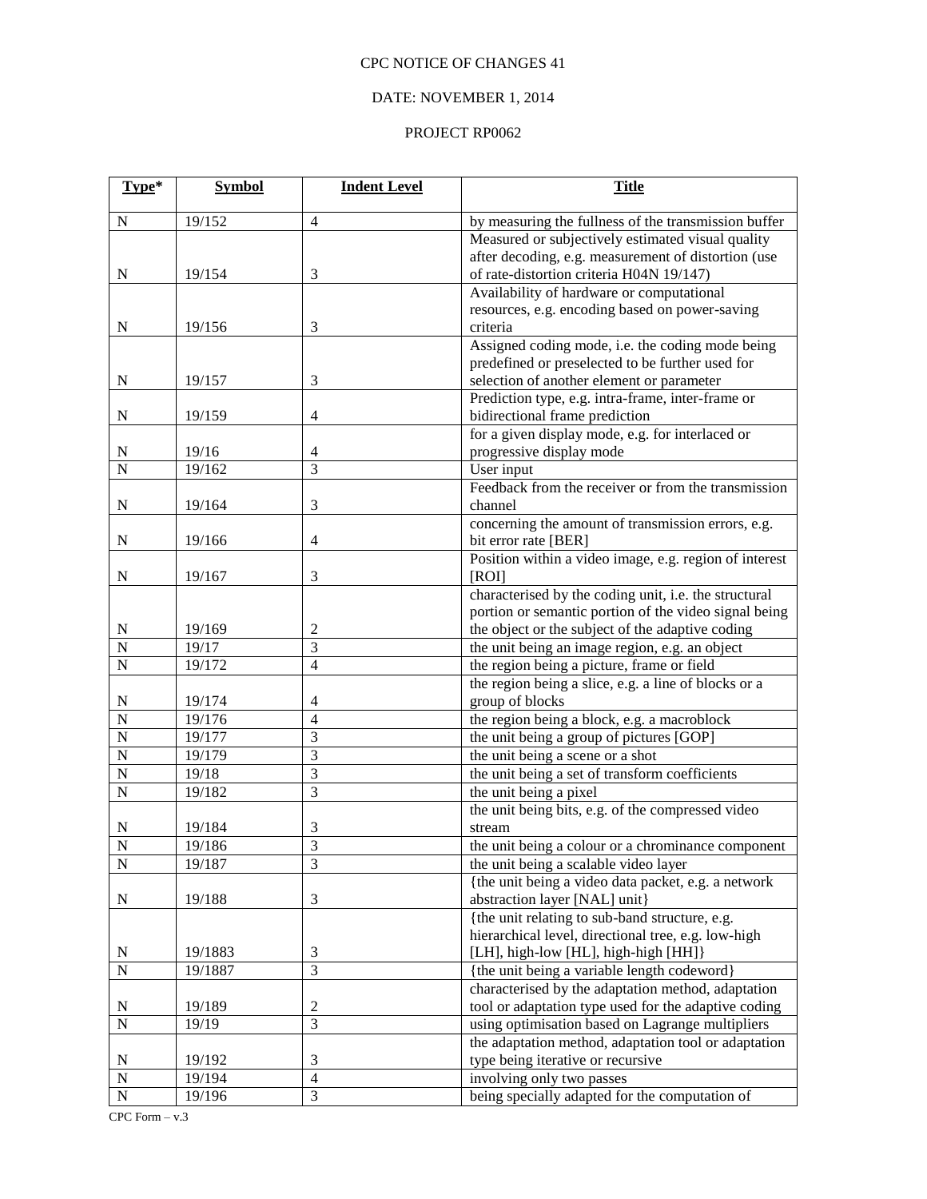CPC NOTICE OF CHANGES 41

DATE: NOVEMBER 1, 2014

PROJECT RP0062

| Type* | Symbol | Indent Level | Title |
|---|---|---|---|
| N | 19/152 | 4 | by measuring the fullness of the transmission buffer |
| N | 19/154 | 3 | Measured or subjectively estimated visual quality after decoding, e.g. measurement of distortion (use of rate-distortion criteria H04N 19/147) |
| N | 19/156 | 3 | Availability of hardware or computational resources, e.g. encoding based on power-saving criteria |
| N | 19/157 | 3 | Assigned coding mode, i.e. the coding mode being predefined or preselected to be further used for selection of another element or parameter |
| N | 19/159 | 4 | Prediction type, e.g. intra-frame, inter-frame or bidirectional frame prediction |
| N | 19/16 | 4 | for a given display mode, e.g. for interlaced or progressive display mode |
| N | 19/162 | 3 | User input |
| N | 19/164 | 3 | Feedback from the receiver or from the transmission channel |
| N | 19/166 | 4 | concerning the amount of transmission errors, e.g. bit error rate [BER] |
| N | 19/167 | 3 | Position within a video image, e.g. region of interest [ROI] |
| N | 19/169 | 2 | characterised by the coding unit, i.e. the structural portion or semantic portion of the video signal being the object or the subject of the adaptive coding |
| N | 19/17 | 3 | the unit being an image region, e.g. an object |
| N | 19/172 | 4 | the region being a picture, frame or field |
| N | 19/174 | 4 | the region being a slice, e.g. a line of blocks or a group of blocks |
| N | 19/176 | 4 | the region being a block, e.g. a macroblock |
| N | 19/177 | 3 | the unit being a group of pictures [GOP] |
| N | 19/179 | 3 | the unit being a scene or a shot |
| N | 19/18 | 3 | the unit being a set of transform coefficients |
| N | 19/182 | 3 | the unit being a pixel |
| N | 19/184 | 3 | the unit being bits, e.g. of the compressed video stream |
| N | 19/186 | 3 | the unit being a colour or a chrominance component |
| N | 19/187 | 3 | the unit being a scalable video layer |
| N | 19/188 | 3 | {the unit being a video data packet, e.g. a network abstraction layer [NAL] unit} |
| N | 19/1883 | 3 | {the unit relating to sub-band structure, e.g. hierarchical level, directional tree, e.g. low-high [LH], high-low [HL], high-high [HH]} |
| N | 19/1887 | 3 | {the unit being a variable length codeword} |
| N | 19/189 | 2 | characterised by the adaptation method, adaptation tool or adaptation type used for the adaptive coding |
| N | 19/19 | 3 | using optimisation based on Lagrange multipliers |
| N | 19/192 | 3 | the adaptation method, adaptation tool or adaptation type being iterative or recursive |
| N | 19/194 | 4 | involving only two passes |
| N | 19/196 | 3 | being specially adapted for the computation of |

CPC Form – v.3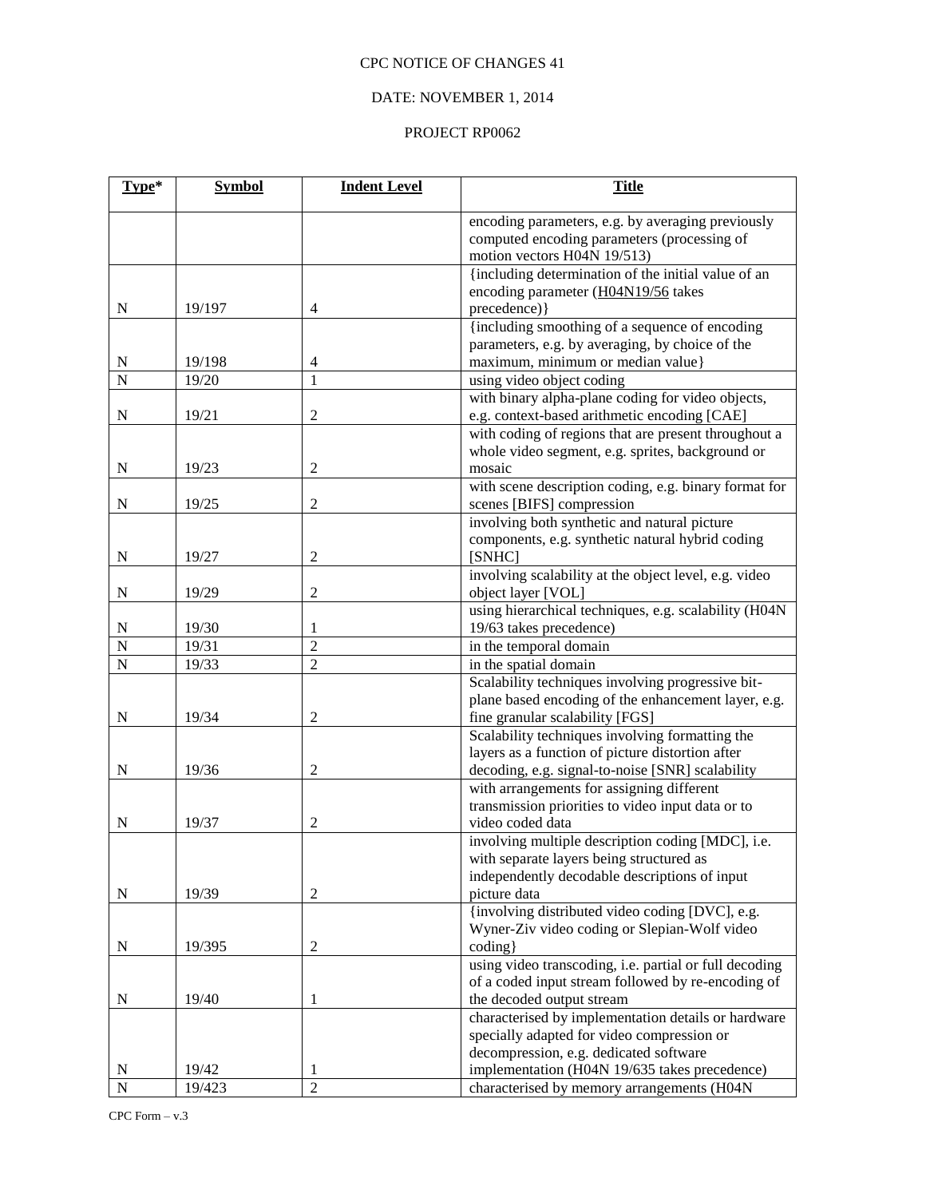CPC NOTICE OF CHANGES 41

DATE: NOVEMBER 1, 2014

PROJECT RP0062

| **Type*** | **Symbol** | **Indent Level** | **Title** |
|---|---|---|---|
| | | | encoding parameters, e.g. by averaging previously computed encoding parameters (processing of motion vectors H04N 19/513) |
| N | 19/197 | 4 | {including determination of the initial value of an encoding parameter (H04N19/56 takes precedence)} |
| N | 19/198 | 4 | {including smoothing of a sequence of encoding parameters, e.g. by averaging, by choice of the maximum, minimum or median value} |
| N | 19/20 | 1 | using video object coding |
| N | 19/21 | 2 | with binary alpha-plane coding for video objects, e.g. context-based arithmetic encoding [CAE] |
| N | 19/23 | 2 | with coding of regions that are present throughout a whole video segment, e.g. sprites, background or mosaic |
| N | 19/25 | 2 | with scene description coding, e.g. binary format for scenes [BIFS] compression |
| N | 19/27 | 2 | involving both synthetic and natural picture components, e.g. synthetic natural hybrid coding [SNHC] |
| N | 19/29 | 2 | involving scalability at the object level, e.g. video object layer [VOL] |
| N | 19/30 | 1 | using hierarchical techniques, e.g. scalability (H04N 19/63 takes precedence) |
| N | 19/31 | 2 | in the temporal domain |
| N | 19/33 | 2 | in the spatial domain |
| N | 19/34 | 2 | Scalability techniques involving progressive bit-plane based encoding of the enhancement layer, e.g. fine granular scalability [FGS] |
| N | 19/36 | 2 | Scalability techniques involving formatting the layers as a function of picture distortion after decoding, e.g. signal-to-noise [SNR] scalability |
| N | 19/37 | 2 | with arrangements for assigning different transmission priorities to video input data or to video coded data |
| N | 19/39 | 2 | involving multiple description coding [MDC], i.e. with separate layers being structured as independently decodable descriptions of input picture data |
| N | 19/395 | 2 | {involving distributed video coding [DVC], e.g. Wyner-Ziv video coding or Slepian-Wolf video coding} |
| N | 19/40 | 1 | using video transcoding, i.e. partial or full decoding of a coded input stream followed by re-encoding of the decoded output stream |
| N | 19/42 | 1 | characterised by implementation details or hardware specially adapted for video compression or decompression, e.g. dedicated software implementation (H04N 19/635 takes precedence) |
| N | 19/423 | 2 | characterised by memory arrangements (H04N |

CPC Form – v.3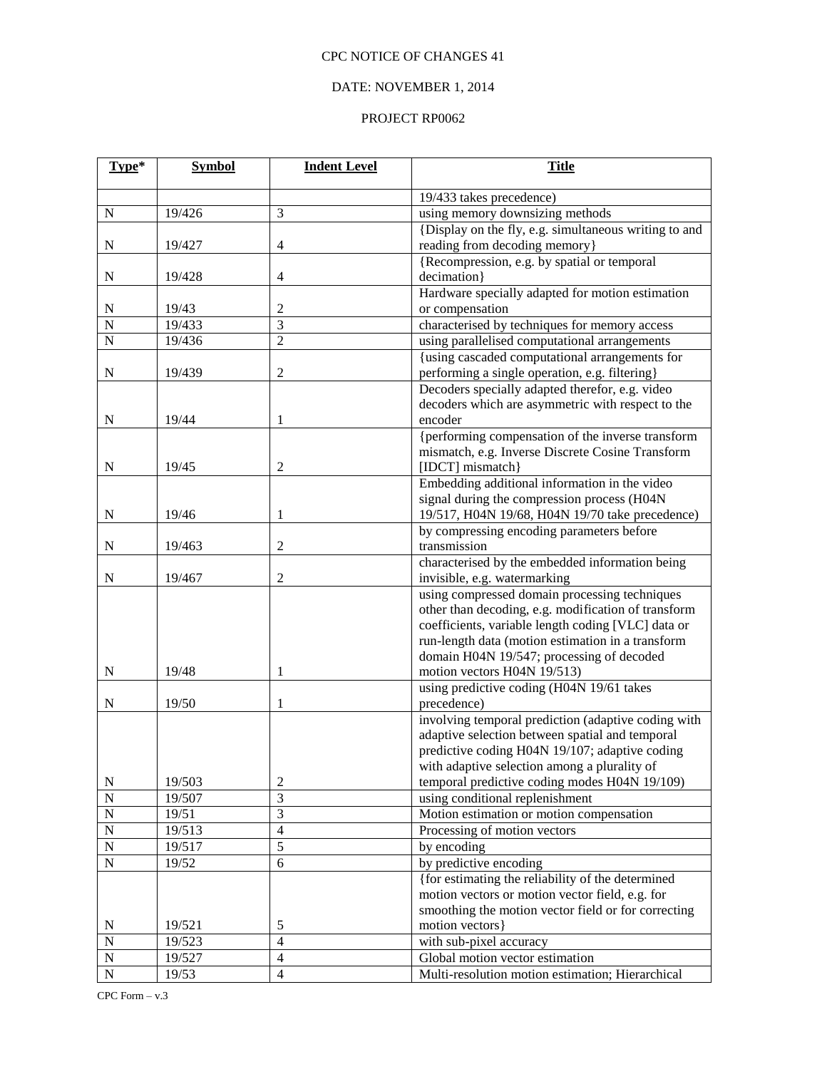CPC NOTICE OF CHANGES 41

DATE: NOVEMBER 1, 2014

PROJECT RP0062

| Type* | Symbol | Indent Level | Title |
|---|---|---|---|
| | | | 19/433 takes precedence) |
| N | 19/426 | 3 | using memory downsizing methods |
| N | 19/427 | 4 | {Display on the fly, e.g. simultaneous writing to and reading from decoding memory} |
| N | 19/428 | 4 | {Recompression, e.g. by spatial or temporal decimation} |
| N | 19/43 | 2 | Hardware specially adapted for motion estimation or compensation |
| N | 19/433 | 3 | characterised by techniques for memory access |
| N | 19/436 | 2 | using parallelised computational arrangements |
| N | 19/439 | 2 | {using cascaded computational arrangements for performing a single operation, e.g. filtering} |
| N | 19/44 | 1 | Decoders specially adapted therefor, e.g. video decoders which are asymmetric with respect to the encoder |
| N | 19/45 | 2 | {performing compensation of the inverse transform mismatch, e.g. Inverse Discrete Cosine Transform [IDCT] mismatch} |
| N | 19/46 | 1 | Embedding additional information in the video signal during the compression process (H04N 19/517, H04N 19/68, H04N 19/70 take precedence) |
| N | 19/463 | 2 | by compressing encoding parameters before transmission |
| N | 19/467 | 2 | characterised by the embedded information being invisible, e.g. watermarking |
| N | 19/48 | 1 | using compressed domain processing techniques other than decoding, e.g. modification of transform coefficients, variable length coding [VLC] data or run-length data (motion estimation in a transform domain H04N 19/547; processing of decoded motion vectors H04N 19/513) |
| N | 19/50 | 1 | using predictive coding (H04N 19/61 takes precedence) |
| N | 19/503 | 2 | involving temporal prediction (adaptive coding with adaptive selection between spatial and temporal predictive coding H04N 19/107; adaptive coding with adaptive selection among a plurality of temporal predictive coding modes H04N 19/109) |
| N | 19/507 | 3 | using conditional replenishment |
| N | 19/51 | 3 | Motion estimation or motion compensation |
| N | 19/513 | 4 | Processing of motion vectors |
| N | 19/517 | 5 | by encoding |
| N | 19/52 | 6 | by predictive encoding |
| N | 19/521 | 5 | {for estimating the reliability of the determined motion vectors or motion vector field, e.g. for smoothing the motion vector field or for correcting motion vectors} |
| N | 19/523 | 4 | with sub-pixel accuracy |
| N | 19/527 | 4 | Global motion vector estimation |
| N | 19/53 | 4 | Multi-resolution motion estimation; Hierarchical |

CPC Form – v.3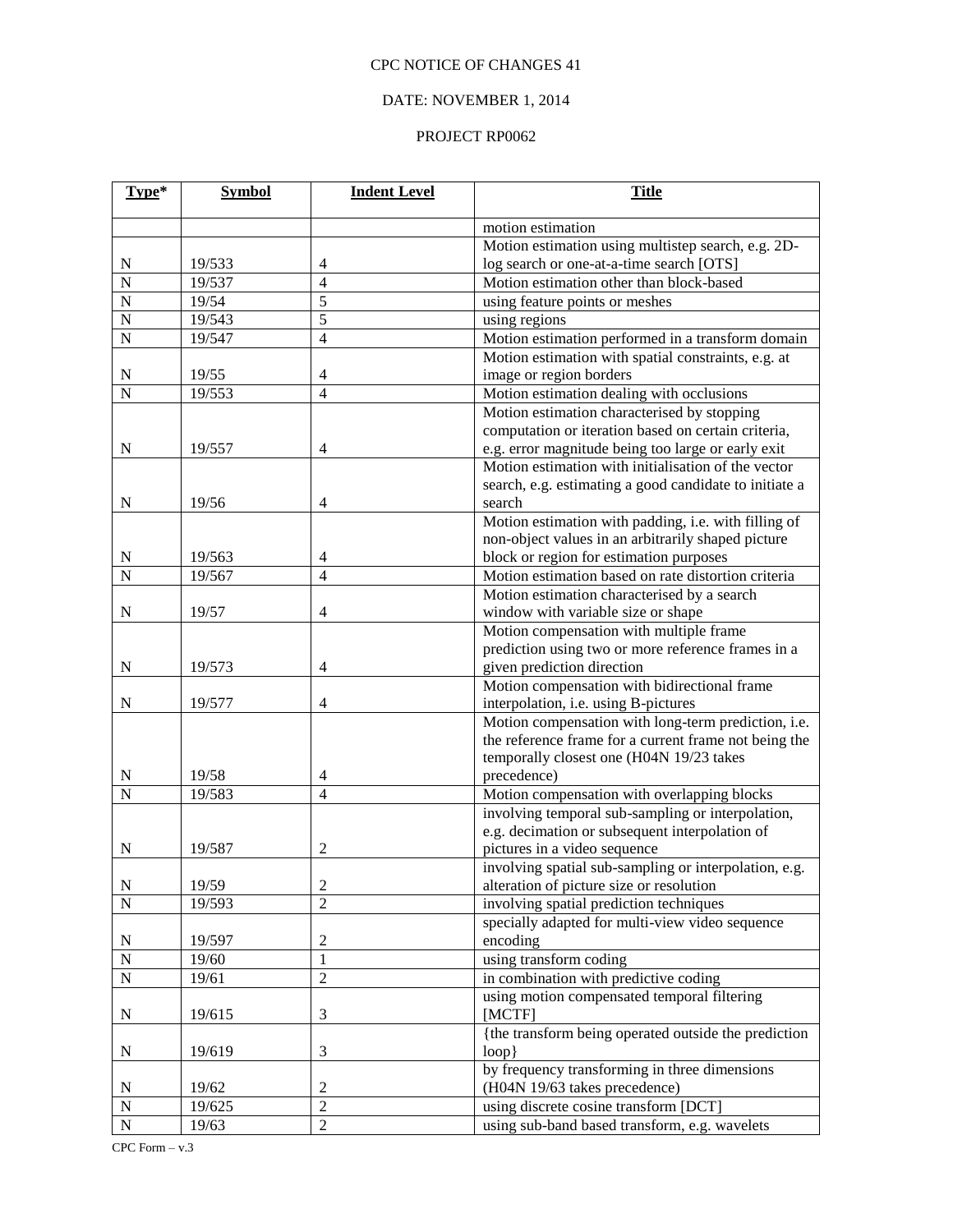CPC NOTICE OF CHANGES 41

DATE: NOVEMBER 1, 2014

PROJECT RP0062

| Type* | Symbol | Indent Level | Title |
|---|---|---|---|
| | | | motion estimation |
| N | 19/533 | 4 | Motion estimation using multistep search, e.g. 2D-log search or one-at-a-time search [OTS] |
| N | 19/537 | 4 | Motion estimation other than block-based |
| N | 19/54 | 5 | using feature points or meshes |
| N | 19/543 | 5 | using regions |
| N | 19/547 | 4 | Motion estimation performed in a transform domain |
| N | 19/55 | 4 | Motion estimation with spatial constraints, e.g. at image or region borders |
| N | 19/553 | 4 | Motion estimation dealing with occlusions |
| N | 19/557 | 4 | Motion estimation characterised by stopping computation or iteration based on certain criteria, e.g. error magnitude being too large or early exit |
| N | 19/56 | 4 | Motion estimation with initialisation of the vector search, e.g. estimating a good candidate to initiate a search |
| N | 19/563 | 4 | Motion estimation with padding, i.e. with filling of non-object values in an arbitrarily shaped picture block or region for estimation purposes |
| N | 19/567 | 4 | Motion estimation based on rate distortion criteria |
| N | 19/57 | 4 | Motion estimation characterised by a search window with variable size or shape |
| N | 19/573 | 4 | Motion compensation with multiple frame prediction using two or more reference frames in a given prediction direction |
| N | 19/577 | 4 | Motion compensation with bidirectional frame interpolation, i.e. using B-pictures |
| N | 19/58 | 4 | Motion compensation with long-term prediction, i.e. the reference frame for a current frame not being the temporally closest one (H04N 19/23 takes precedence) |
| N | 19/583 | 4 | Motion compensation with overlapping blocks |
| N | 19/587 | 2 | involving temporal sub-sampling or interpolation, e.g. decimation or subsequent interpolation of pictures in a video sequence |
| N | 19/59 | 2 | involving spatial sub-sampling or interpolation, e.g. alteration of picture size or resolution |
| N | 19/593 | 2 | involving spatial prediction techniques |
| N | 19/597 | 2 | specially adapted for multi-view video sequence encoding |
| N | 19/60 | 1 | using transform coding |
| N | 19/61 | 2 | in combination with predictive coding |
| N | 19/615 | 3 | using motion compensated temporal filtering [MCTF] |
| N | 19/619 | 3 | {the transform being operated outside the prediction loop} |
| N | 19/62 | 2 | by frequency transforming in three dimensions (H04N 19/63 takes precedence) |
| N | 19/625 | 2 | using discrete cosine transform [DCT] |
| N | 19/63 | 2 | using sub-band based transform, e.g. wavelets |

CPC Form – v.3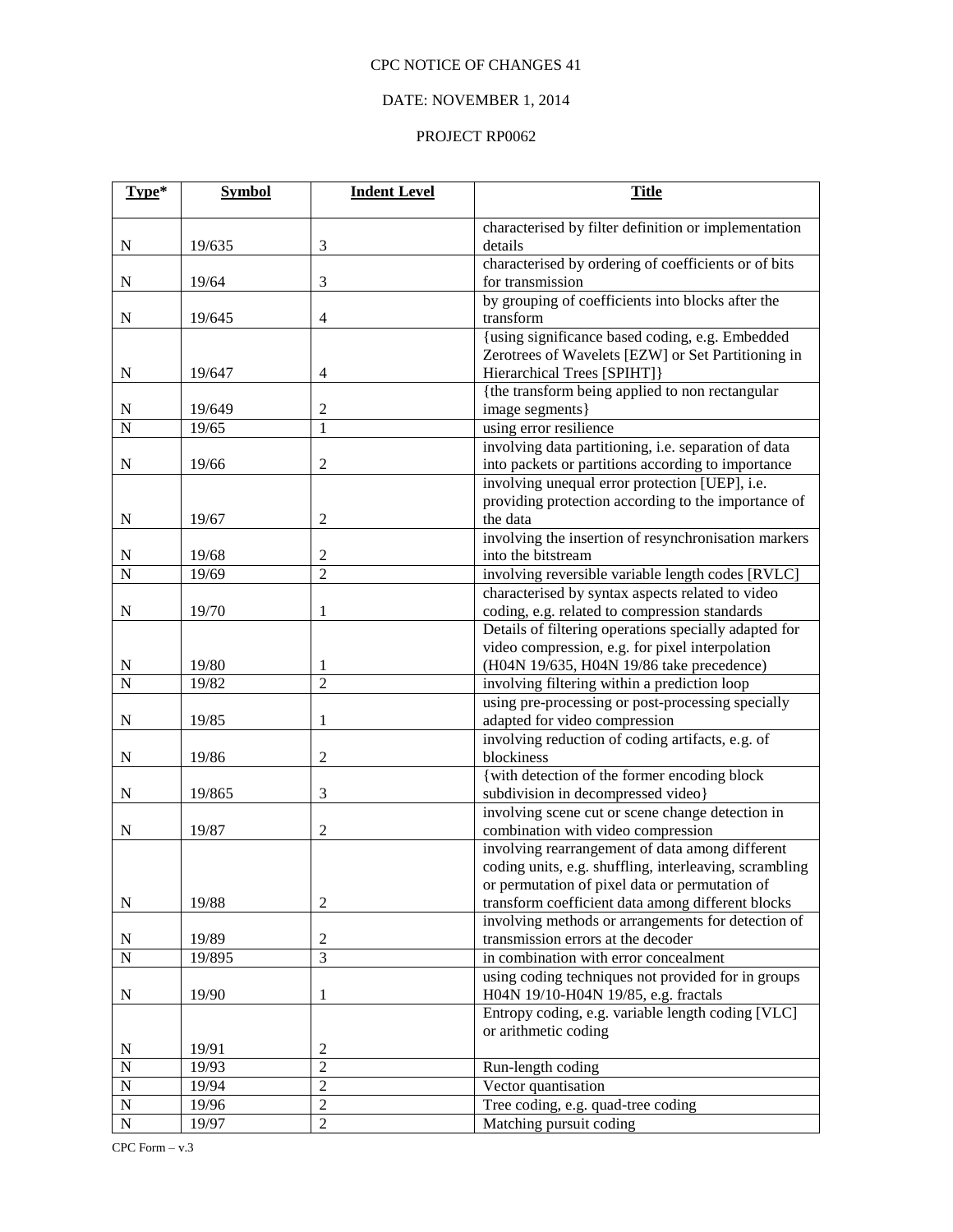CPC NOTICE OF CHANGES 41

DATE: NOVEMBER 1, 2014

PROJECT RP0062

| Type* | Symbol | Indent Level | Title |
|---|---|---|---|
| N | 19/635 | 3 | characterised by filter definition or implementation details |
| N | 19/64 | 3 | characterised by ordering of coefficients or of bits for transmission |
| N | 19/645 | 4 | by grouping of coefficients into blocks after the transform |
| N | 19/647 | 4 | {using significance based coding, e.g. Embedded Zerotrees of Wavelets [EZW] or Set Partitioning in Hierarchical Trees [SPIHT]} |
| N | 19/649 | 2 | {the transform being applied to non rectangular image segments} |
| N | 19/65 | 1 | using error resilience |
| N | 19/66 | 2 | involving data partitioning, i.e. separation of data into packets or partitions according to importance |
| N | 19/67 | 2 | involving unequal error protection [UEP], i.e. providing protection according to the importance of the data |
| N | 19/68 | 2 | involving the insertion of resynchronisation markers into the bitstream |
| N | 19/69 | 2 | involving reversible variable length codes [RVLC] |
| N | 19/70 | 1 | characterised by syntax aspects related to video coding, e.g. related to compression standards |
| N | 19/80 | 1 | Details of filtering operations specially adapted for video compression, e.g. for pixel interpolation (H04N 19/635, H04N 19/86 take precedence) |
| N | 19/82 | 2 | involving filtering within a prediction loop |
| N | 19/85 | 1 | using pre-processing or post-processing specially adapted for video compression |
| N | 19/86 | 2 | involving reduction of coding artifacts, e.g. of blockiness |
| N | 19/865 | 3 | {with detection of the former encoding block subdivision in decompressed video} |
| N | 19/87 | 2 | involving scene cut or scene change detection in combination with video compression |
| N | 19/88 | 2 | involving rearrangement of data among different coding units, e.g. shuffling, interleaving, scrambling or permutation of pixel data or permutation of transform coefficient data among different blocks |
| N | 19/89 | 2 | involving methods or arrangements for detection of transmission errors at the decoder |
| N | 19/895 | 3 | in combination with error concealment |
| N | 19/90 | 1 | using coding techniques not provided for in groups H04N 19/10-H04N 19/85, e.g. fractals |
| N | 19/91 | 2 | Entropy coding, e.g. variable length coding [VLC] or arithmetic coding |
| N | 19/93 | 2 | Run-length coding |
| N | 19/94 | 2 | Vector quantisation |
| N | 19/96 | 2 | Tree coding, e.g. quad-tree coding |
| N | 19/97 | 2 | Matching pursuit coding |

CPC Form – v.3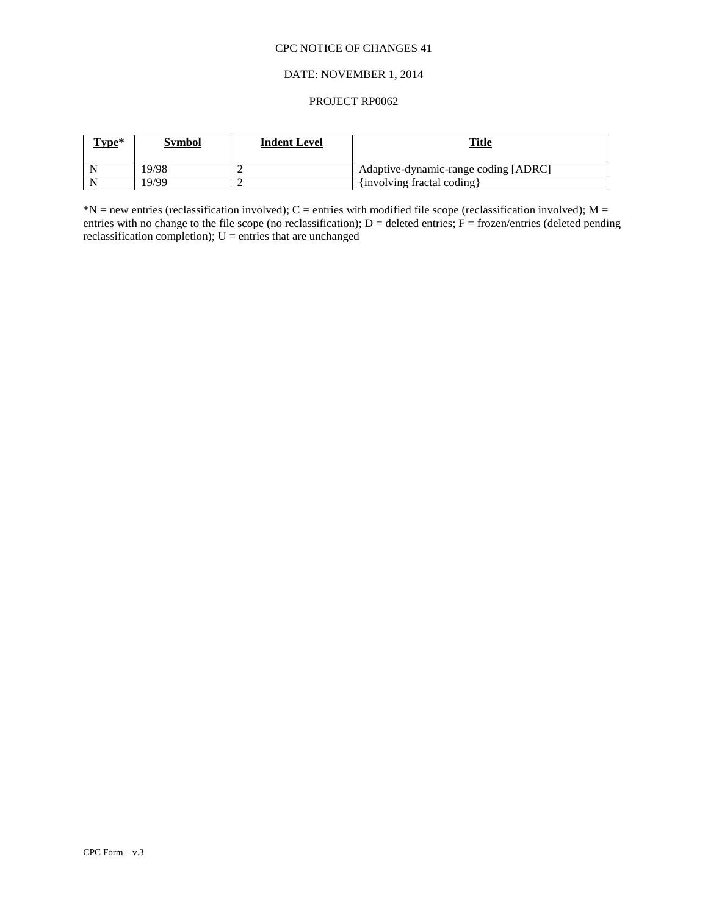CPC NOTICE OF CHANGES 41

DATE: NOVEMBER 1, 2014

PROJECT RP0062

| Type* | Symbol | Indent Level | Title |
| --- | --- | --- | --- |
| N | 19/98 | 2 | Adaptive-dynamic-range coding [ADRC] |
| N | 19/99 | 2 | {involving fractal coding} |

*N = new entries (reclassification involved); C = entries with modified file scope (reclassification involved); M = entries with no change to the file scope (no reclassification); D = deleted entries; F = frozen/entries (deleted pending reclassification completion); U = entries that are unchanged

CPC Form – v.3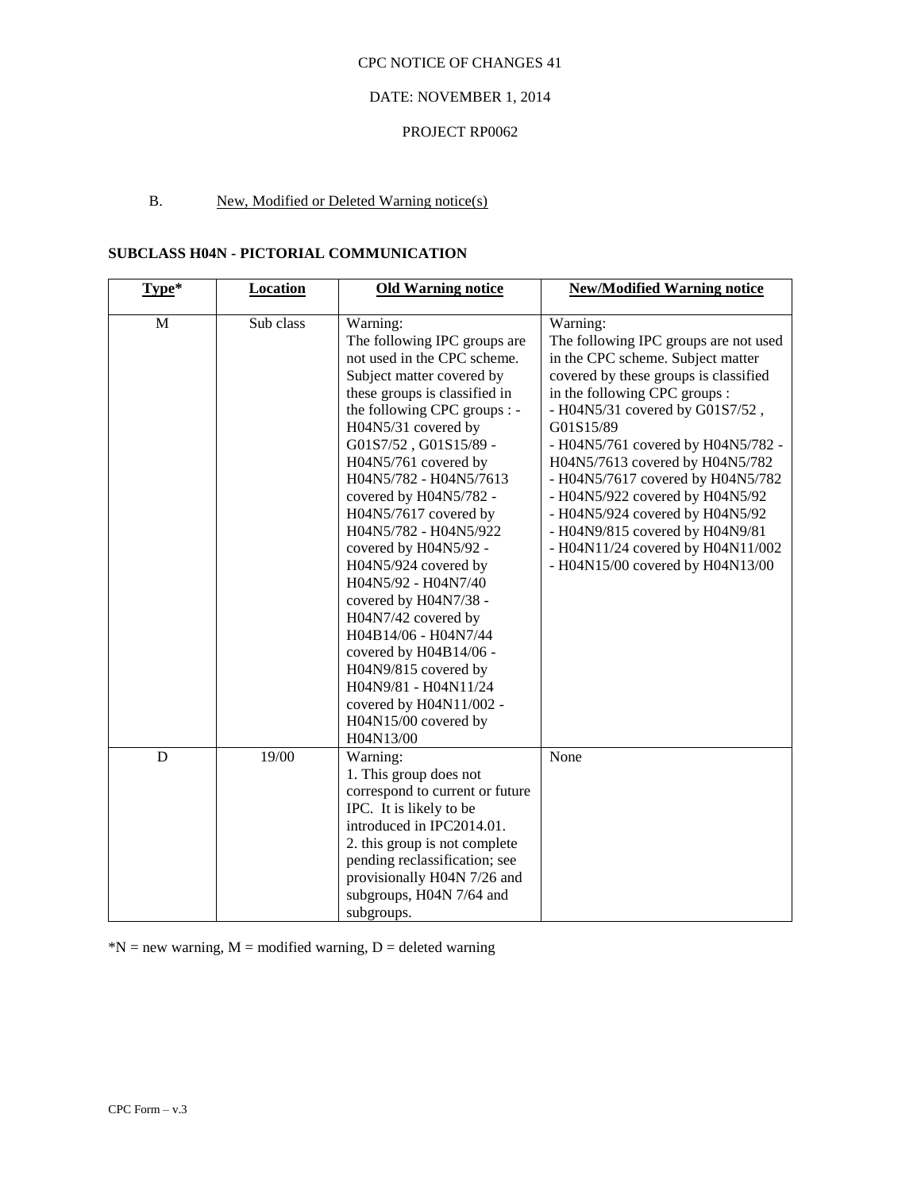CPC NOTICE OF CHANGES 41

DATE: NOVEMBER 1, 2014

PROJECT RP0062

B. New, Modified or Deleted Warning notice(s)

**SUBCLASS H04N - PICTORIAL COMMUNICATION**

| Type* | Location | Old Warning notice | New/Modified Warning notice |
|---|---|---|---|
| M | Sub class | Warning: The following IPC groups are not used in the CPC scheme. Subject matter covered by these groups is classified in the following CPC groups : - H04N5/31 covered by G01S7/52 , G01S15/89 - H04N5/761 covered by H04N5/782 - H04N5/7613 covered by H04N5/782 - H04N5/7617 covered by H04N5/782 - H04N5/922 covered by H04N5/92 - H04N5/924 covered by H04N5/92 - H04N7/40 covered by H04N7/38 - H04N7/42 covered by H04B14/06 - H04N7/44 covered by H04B14/06 - H04N9/815 covered by H04N9/81 - H04N11/24 covered by H04N11/002 - H04N15/00 covered by H04N13/00 | Warning: The following IPC groups are not used in the CPC scheme. Subject matter covered by these groups is classified in the following CPC groups : - H04N5/31 covered by G01S7/52 , G01S15/89 - H04N5/761 covered by H04N5/782 - H04N5/7613 covered by H04N5/782 - H04N5/7617 covered by H04N5/782 - H04N5/922 covered by H04N5/92 - H04N5/924 covered by H04N5/92 - H04N9/815 covered by H04N9/81 - H04N11/24 covered by H04N11/002 - H04N15/00 covered by H04N13/00 |
| D | 19/00 | Warning: 1. This group does not correspond to current or future IPC. It is likely to be introduced in IPC2014.01. 2. this group is not complete pending reclassification; see provisionally H04N 7/26 and subgroups, H04N 7/64 and subgroups. | None |

*N = new warning, M = modified warning, D = deleted warning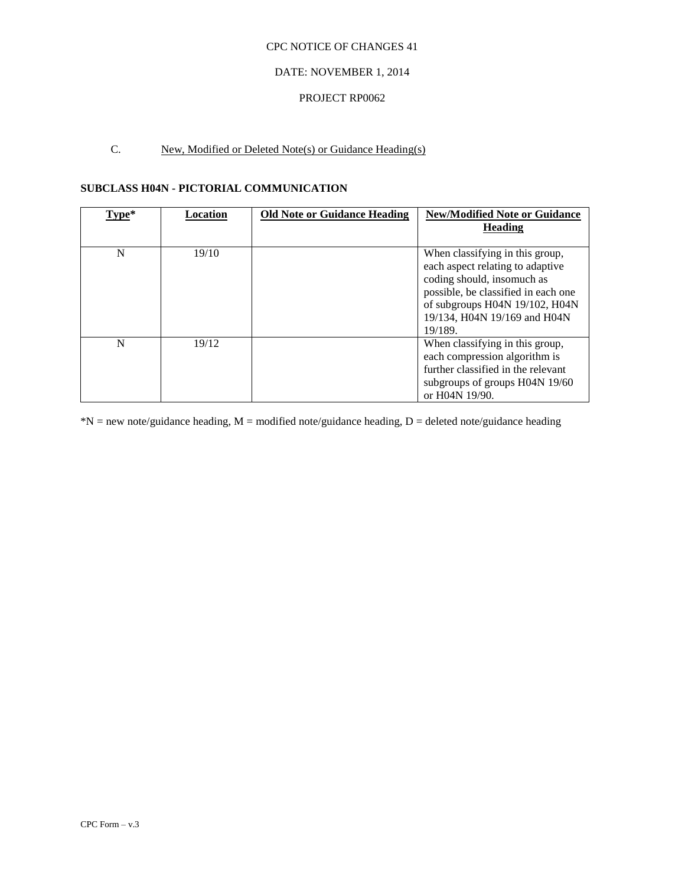CPC NOTICE OF CHANGES 41

DATE: NOVEMBER 1, 2014

PROJECT RP0062

C. New, Modified or Deleted Note(s) or Guidance Heading(s)

**SUBCLASS H04N - PICTORIAL COMMUNICATION**

| Type* | Location | Old Note or Guidance Heading | New/Modified Note or Guidance Heading |
|---|---|---|---|
| N | 19/10 | | When classifying in this group, each aspect relating to adaptive coding should, insomuch as possible, be classified in each one of subgroups H04N 19/102, H04N 19/134, H04N 19/169 and H04N 19/189. |
| N | 19/12 | | When classifying in this group, each compression algorithm is further classified in the relevant subgroups of groups H04N 19/60 or H04N 19/90. |

*N = new note/guidance heading, M = modified note/guidance heading, D = deleted note/guidance heading

CPC Form – v.3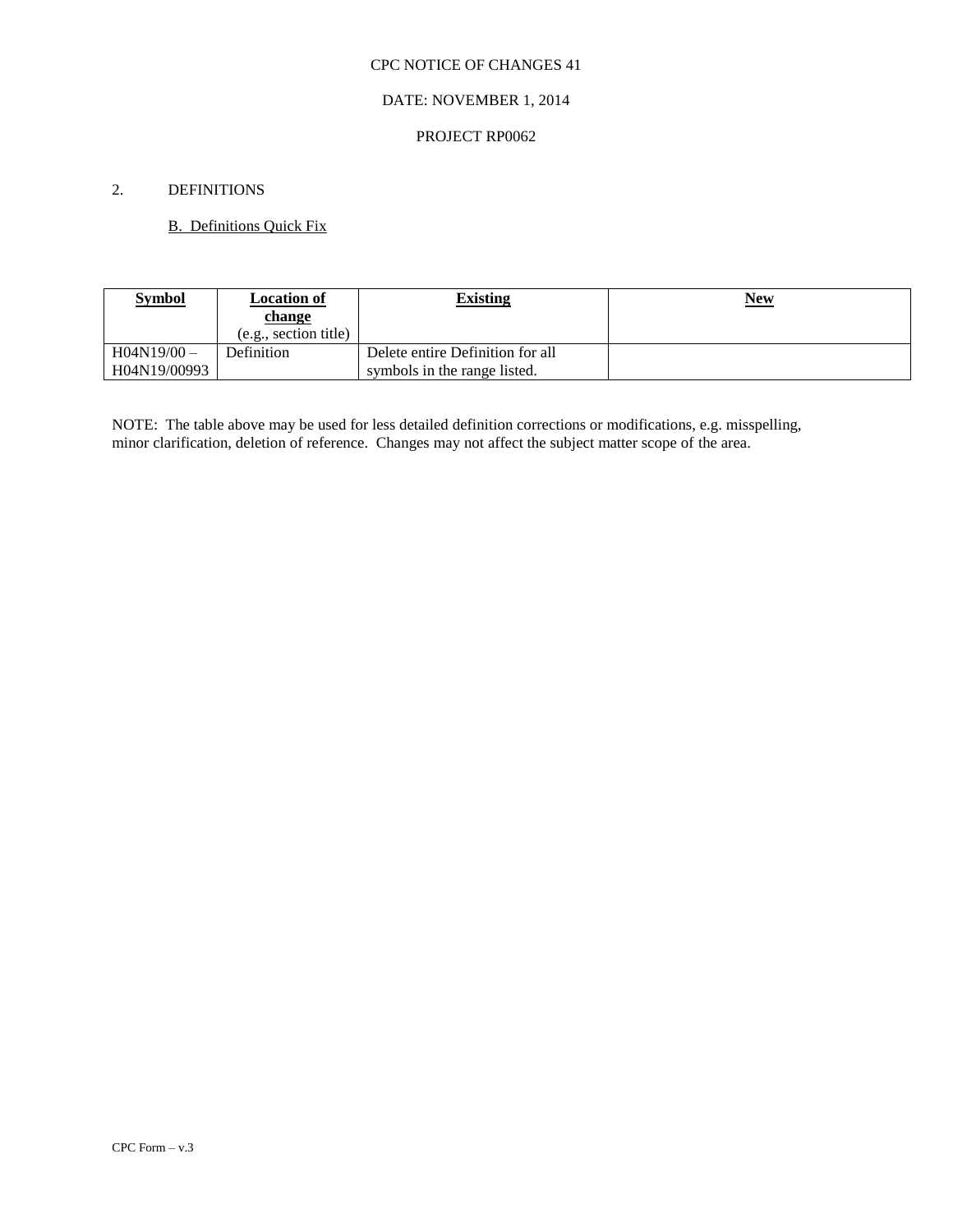CPC NOTICE OF CHANGES 41

DATE: NOVEMBER 1, 2014

PROJECT RP0062

2. DEFINITIONS

B. Definitions Quick Fix

| Symbol | Location of change (e.g., section title) | Existing | New |
|---|---|---|---|
| H04N19/00 – H04N19/00993 | Definition | Delete entire Definition for all symbols in the range listed. | |

NOTE: The table above may be used for less detailed definition corrections or modifications, e.g. misspelling, minor clarification, deletion of reference. Changes may not affect the subject matter scope of the area.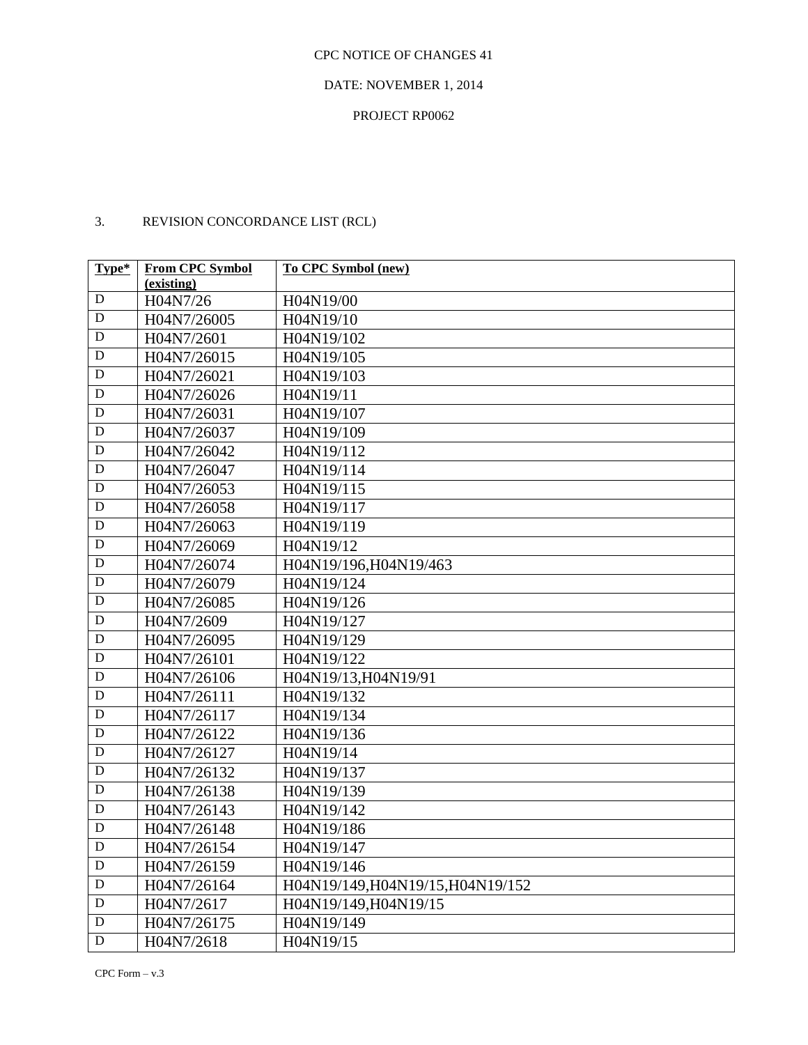CPC NOTICE OF CHANGES 41

DATE: NOVEMBER 1, 2014

PROJECT RP0062

3. REVISION CONCORDANCE LIST (RCL)

| Type* | From CPC Symbol (existing) | To CPC Symbol (new) |
|---|---|---|
| D | H04N7/26 | H04N19/00 |
| D | H04N7/26005 | H04N19/10 |
| D | H04N7/2601 | H04N19/102 |
| D | H04N7/26015 | H04N19/105 |
| D | H04N7/26021 | H04N19/103 |
| D | H04N7/26026 | H04N19/11 |
| D | H04N7/26031 | H04N19/107 |
| D | H04N7/26037 | H04N19/109 |
| D | H04N7/26042 | H04N19/112 |
| D | H04N7/26047 | H04N19/114 |
| D | H04N7/26053 | H04N19/115 |
| D | H04N7/26058 | H04N19/117 |
| D | H04N7/26063 | H04N19/119 |
| D | H04N7/26069 | H04N19/12 |
| D | H04N7/26074 | H04N19/196,H04N19/463 |
| D | H04N7/26079 | H04N19/124 |
| D | H04N7/26085 | H04N19/126 |
| D | H04N7/2609 | H04N19/127 |
| D | H04N7/26095 | H04N19/129 |
| D | H04N7/26101 | H04N19/122 |
| D | H04N7/26106 | H04N19/13,H04N19/91 |
| D | H04N7/26111 | H04N19/132 |
| D | H04N7/26117 | H04N19/134 |
| D | H04N7/26122 | H04N19/136 |
| D | H04N7/26127 | H04N19/14 |
| D | H04N7/26132 | H04N19/137 |
| D | H04N7/26138 | H04N19/139 |
| D | H04N7/26143 | H04N19/142 |
| D | H04N7/26148 | H04N19/186 |
| D | H04N7/26154 | H04N19/147 |
| D | H04N7/26159 | H04N19/146 |
| D | H04N7/26164 | H04N19/149,H04N19/15,H04N19/152 |
| D | H04N7/2617 | H04N19/149,H04N19/15 |
| D | H04N7/26175 | H04N19/149 |
| D | H04N7/2618 | H04N19/15 |

CPC Form – v.3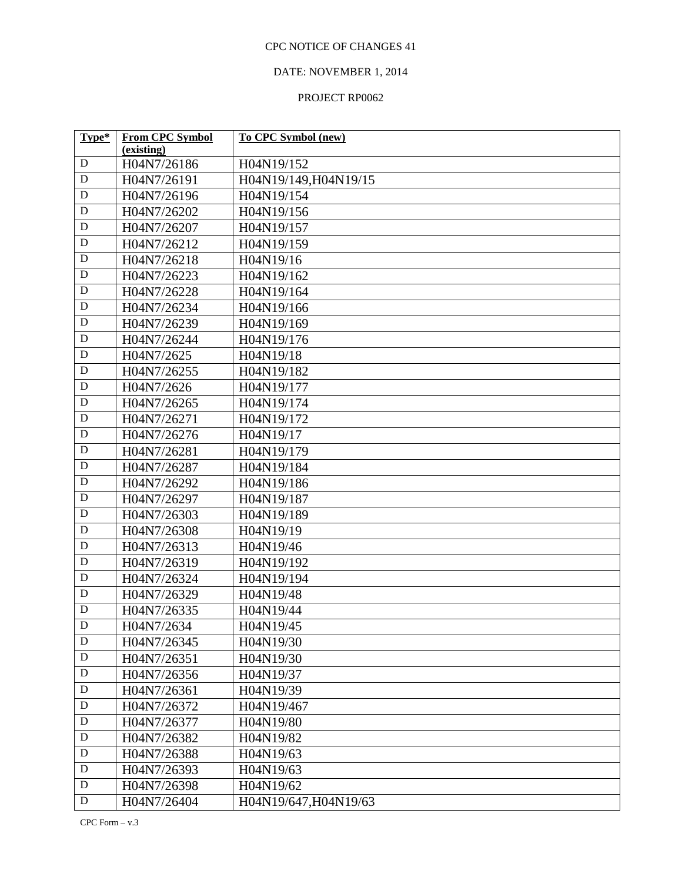CPC NOTICE OF CHANGES 41

DATE: NOVEMBER 1, 2014

PROJECT RP0062

| Type* | From CPC Symbol (existing) | To CPC Symbol (new) |
|---|---|---|
| D | H04N7/26186 | H04N19/152 |
| D | H04N7/26191 | H04N19/149,H04N19/15 |
| D | H04N7/26196 | H04N19/154 |
| D | H04N7/26202 | H04N19/156 |
| D | H04N7/26207 | H04N19/157 |
| D | H04N7/26212 | H04N19/159 |
| D | H04N7/26218 | H04N19/16 |
| D | H04N7/26223 | H04N19/162 |
| D | H04N7/26228 | H04N19/164 |
| D | H04N7/26234 | H04N19/166 |
| D | H04N7/26239 | H04N19/169 |
| D | H04N7/26244 | H04N19/176 |
| D | H04N7/2625 | H04N19/18 |
| D | H04N7/26255 | H04N19/182 |
| D | H04N7/2626 | H04N19/177 |
| D | H04N7/26265 | H04N19/174 |
| D | H04N7/26271 | H04N19/172 |
| D | H04N7/26276 | H04N19/17 |
| D | H04N7/26281 | H04N19/179 |
| D | H04N7/26287 | H04N19/184 |
| D | H04N7/26292 | H04N19/186 |
| D | H04N7/26297 | H04N19/187 |
| D | H04N7/26303 | H04N19/189 |
| D | H04N7/26308 | H04N19/19 |
| D | H04N7/26313 | H04N19/46 |
| D | H04N7/26319 | H04N19/192 |
| D | H04N7/26324 | H04N19/194 |
| D | H04N7/26329 | H04N19/48 |
| D | H04N7/26335 | H04N19/44 |
| D | H04N7/2634 | H04N19/45 |
| D | H04N7/26345 | H04N19/30 |
| D | H04N7/26351 | H04N19/30 |
| D | H04N7/26356 | H04N19/37 |
| D | H04N7/26361 | H04N19/39 |
| D | H04N7/26372 | H04N19/467 |
| D | H04N7/26377 | H04N19/80 |
| D | H04N7/26382 | H04N19/82 |
| D | H04N7/26388 | H04N19/63 |
| D | H04N7/26393 | H04N19/63 |
| D | H04N7/26398 | H04N19/62 |
| D | H04N7/26404 | H04N19/647,H04N19/63 |

CPC Form – v.3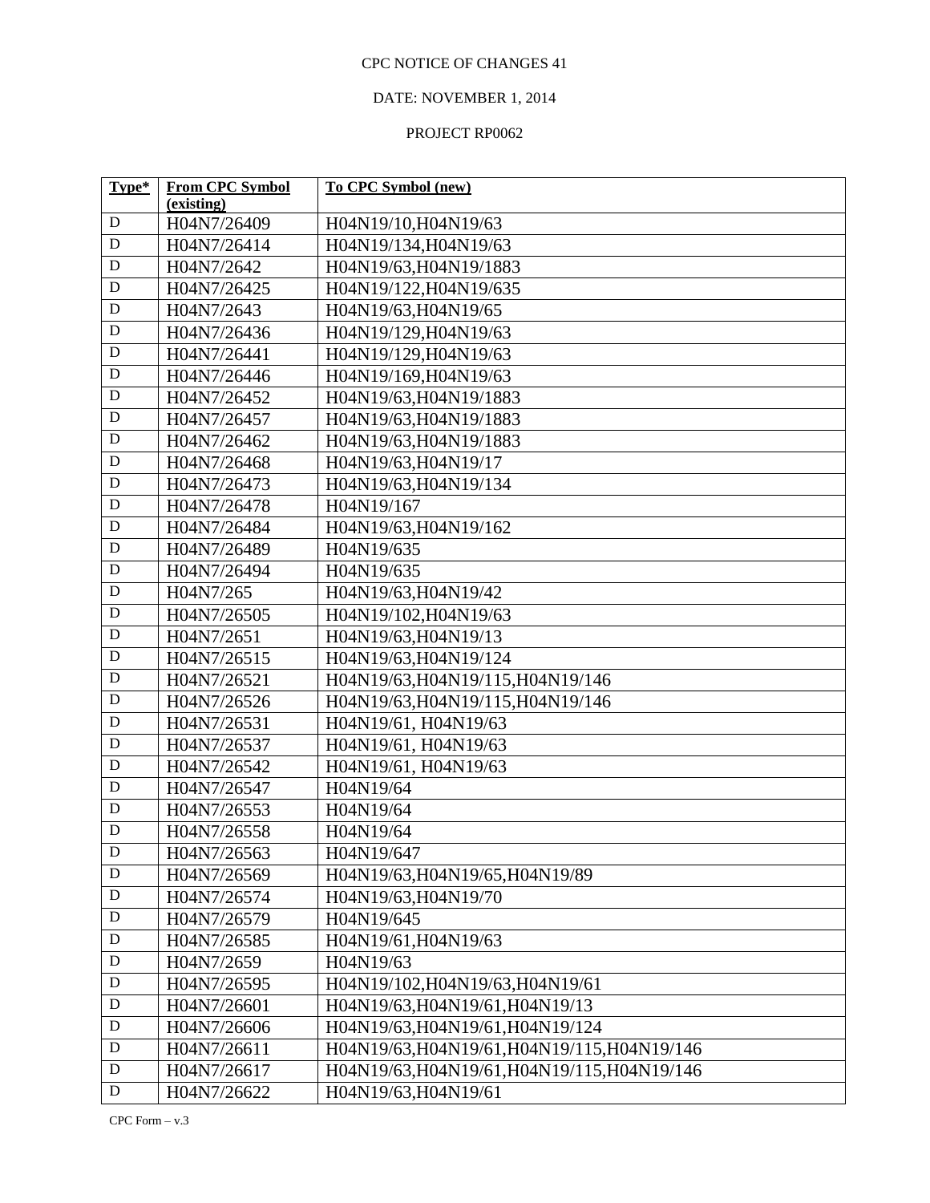| Type* | From CPC Symbol (existing) | To CPC Symbol (new) |
|---|---|---|
| D | H04N7/26409 | H04N19/10,H04N19/63 |
| D | H04N7/26414 | H04N19/134,H04N19/63 |
| D | H04N7/2642 | H04N19/63,H04N19/1883 |
| D | H04N7/26425 | H04N19/122,H04N19/635 |
| D | H04N7/2643 | H04N19/63,H04N19/65 |
| D | H04N7/26436 | H04N19/129,H04N19/63 |
| D | H04N7/26441 | H04N19/129,H04N19/63 |
| D | H04N7/26446 | H04N19/169,H04N19/63 |
| D | H04N7/26452 | H04N19/63,H04N19/1883 |
| D | H04N7/26457 | H04N19/63,H04N19/1883 |
| D | H04N7/26462 | H04N19/63,H04N19/1883 |
| D | H04N7/26468 | H04N19/63,H04N19/17 |
| D | H04N7/26473 | H04N19/63,H04N19/134 |
| D | H04N7/26478 | H04N19/167 |
| D | H04N7/26484 | H04N19/63,H04N19/162 |
| D | H04N7/26489 | H04N19/635 |
| D | H04N7/26494 | H04N19/635 |
| D | H04N7/265 | H04N19/63,H04N19/42 |
| D | H04N7/26505 | H04N19/102,H04N19/63 |
| D | H04N7/2651 | H04N19/63,H04N19/13 |
| D | H04N7/26515 | H04N19/63,H04N19/124 |
| D | H04N7/26521 | H04N19/63,H04N19/115,H04N19/146 |
| D | H04N7/26526 | H04N19/63,H04N19/115,H04N19/146 |
| D | H04N7/26531 | H04N19/61, H04N19/63 |
| D | H04N7/26537 | H04N19/61, H04N19/63 |
| D | H04N7/26542 | H04N19/61, H04N19/63 |
| D | H04N7/26547 | H04N19/64 |
| D | H04N7/26553 | H04N19/64 |
| D | H04N7/26558 | H04N19/64 |
| D | H04N7/26563 | H04N19/647 |
| D | H04N7/26569 | H04N19/63,H04N19/65,H04N19/89 |
| D | H04N7/26574 | H04N19/63,H04N19/70 |
| D | H04N7/26579 | H04N19/645 |
| D | H04N7/26585 | H04N19/61,H04N19/63 |
| D | H04N7/2659 | H04N19/63 |
| D | H04N7/26595 | H04N19/102,H04N19/63,H04N19/61 |
| D | H04N7/26601 | H04N19/63,H04N19/61,H04N19/13 |
| D | H04N7/26606 | H04N19/63,H04N19/61,H04N19/124 |
| D | H04N7/26611 | H04N19/63,H04N19/61,H04N19/115,H04N19/146 |
| D | H04N7/26617 | H04N19/63,H04N19/61,H04N19/115,H04N19/146 |
| D | H04N7/26622 | H04N19/63,H04N19/61 |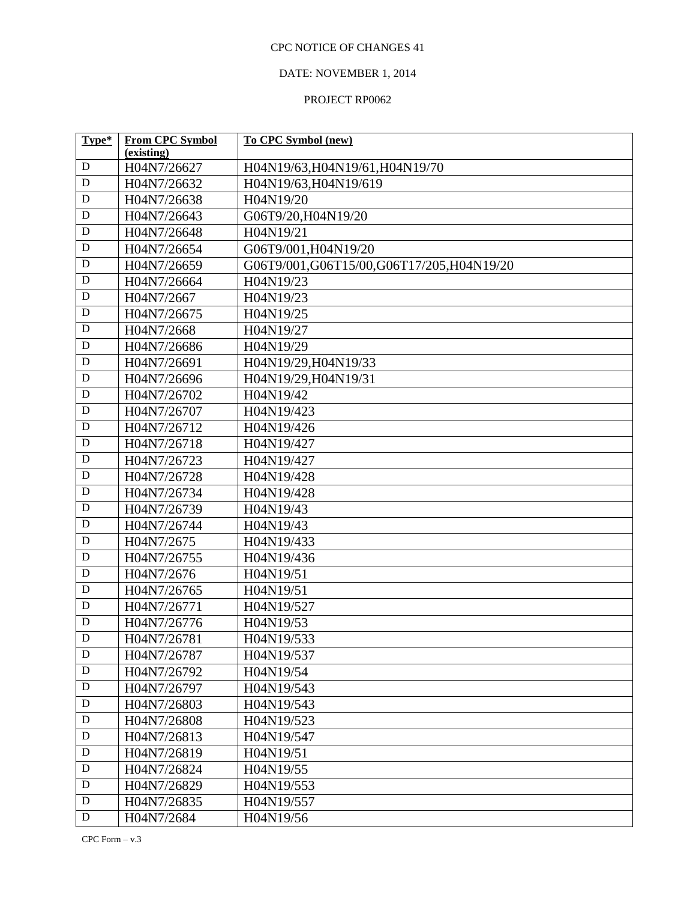CPC NOTICE OF CHANGES 41

DATE: NOVEMBER 1, 2014

PROJECT RP0062

| Type* | From CPC Symbol (existing) | To CPC Symbol (new) |
|---|---|---|
| D | H04N7/26627 | H04N19/63,H04N19/61,H04N19/70 |
| D | H04N7/26632 | H04N19/63,H04N19/619 |
| D | H04N7/26638 | H04N19/20 |
| D | H04N7/26643 | G06T9/20,H04N19/20 |
| D | H04N7/26648 | H04N19/21 |
| D | H04N7/26654 | G06T9/001,H04N19/20 |
| D | H04N7/26659 | G06T9/001,G06T15/00,G06T17/205,H04N19/20 |
| D | H04N7/26664 | H04N19/23 |
| D | H04N7/2667 | H04N19/23 |
| D | H04N7/26675 | H04N19/25 |
| D | H04N7/2668 | H04N19/27 |
| D | H04N7/26686 | H04N19/29 |
| D | H04N7/26691 | H04N19/29,H04N19/33 |
| D | H04N7/26696 | H04N19/29,H04N19/31 |
| D | H04N7/26702 | H04N19/42 |
| D | H04N7/26707 | H04N19/423 |
| D | H04N7/26712 | H04N19/426 |
| D | H04N7/26718 | H04N19/427 |
| D | H04N7/26723 | H04N19/427 |
| D | H04N7/26728 | H04N19/428 |
| D | H04N7/26734 | H04N19/428 |
| D | H04N7/26739 | H04N19/43 |
| D | H04N7/26744 | H04N19/43 |
| D | H04N7/2675 | H04N19/433 |
| D | H04N7/26755 | H04N19/436 |
| D | H04N7/2676 | H04N19/51 |
| D | H04N7/26765 | H04N19/51 |
| D | H04N7/26771 | H04N19/527 |
| D | H04N7/26776 | H04N19/53 |
| D | H04N7/26781 | H04N19/533 |
| D | H04N7/26787 | H04N19/537 |
| D | H04N7/26792 | H04N19/54 |
| D | H04N7/26797 | H04N19/543 |
| D | H04N7/26803 | H04N19/543 |
| D | H04N7/26808 | H04N19/523 |
| D | H04N7/26813 | H04N19/547 |
| D | H04N7/26819 | H04N19/51 |
| D | H04N7/26824 | H04N19/55 |
| D | H04N7/26829 | H04N19/553 |
| D | H04N7/26835 | H04N19/557 |
| D | H04N7/2684 | H04N19/56 |

CPC Form – v.3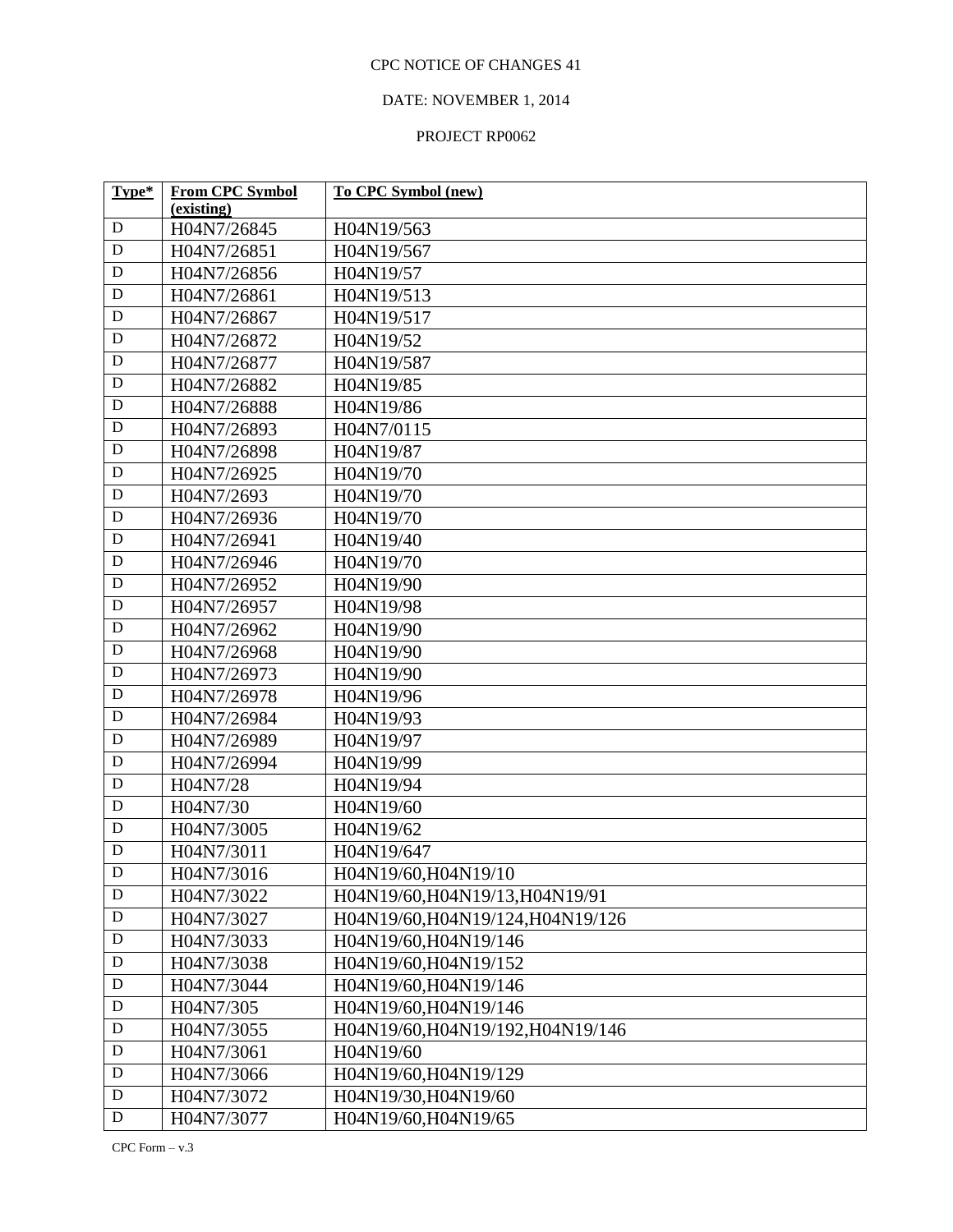CPC NOTICE OF CHANGES 41

DATE: NOVEMBER 1, 2014

PROJECT RP0062

| Type* | From CPC Symbol (existing) | To CPC Symbol (new) |
|---|---|---|
| D | H04N7/26845 | H04N19/563 |
| D | H04N7/26851 | H04N19/567 |
| D | H04N7/26856 | H04N19/57 |
| D | H04N7/26861 | H04N19/513 |
| D | H04N7/26867 | H04N19/517 |
| D | H04N7/26872 | H04N19/52 |
| D | H04N7/26877 | H04N19/587 |
| D | H04N7/26882 | H04N19/85 |
| D | H04N7/26888 | H04N19/86 |
| D | H04N7/26893 | H04N7/0115 |
| D | H04N7/26898 | H04N19/87 |
| D | H04N7/26925 | H04N19/70 |
| D | H04N7/2693 | H04N19/70 |
| D | H04N7/26936 | H04N19/70 |
| D | H04N7/26941 | H04N19/40 |
| D | H04N7/26946 | H04N19/70 |
| D | H04N7/26952 | H04N19/90 |
| D | H04N7/26957 | H04N19/98 |
| D | H04N7/26962 | H04N19/90 |
| D | H04N7/26968 | H04N19/90 |
| D | H04N7/26973 | H04N19/90 |
| D | H04N7/26978 | H04N19/96 |
| D | H04N7/26984 | H04N19/93 |
| D | H04N7/26989 | H04N19/97 |
| D | H04N7/26994 | H04N19/99 |
| D | H04N7/28 | H04N19/94 |
| D | H04N7/30 | H04N19/60 |
| D | H04N7/3005 | H04N19/62 |
| D | H04N7/3011 | H04N19/647 |
| D | H04N7/3016 | H04N19/60,H04N19/10 |
| D | H04N7/3022 | H04N19/60,H04N19/13,H04N19/91 |
| D | H04N7/3027 | H04N19/60,H04N19/124,H04N19/126 |
| D | H04N7/3033 | H04N19/60,H04N19/146 |
| D | H04N7/3038 | H04N19/60,H04N19/152 |
| D | H04N7/3044 | H04N19/60,H04N19/146 |
| D | H04N7/305 | H04N19/60,H04N19/146 |
| D | H04N7/3055 | H04N19/60,H04N19/192,H04N19/146 |
| D | H04N7/3061 | H04N19/60 |
| D | H04N7/3066 | H04N19/60,H04N19/129 |
| D | H04N7/3072 | H04N19/30,H04N19/60 |
| D | H04N7/3077 | H04N19/60,H04N19/65 |

CPC Form – v.3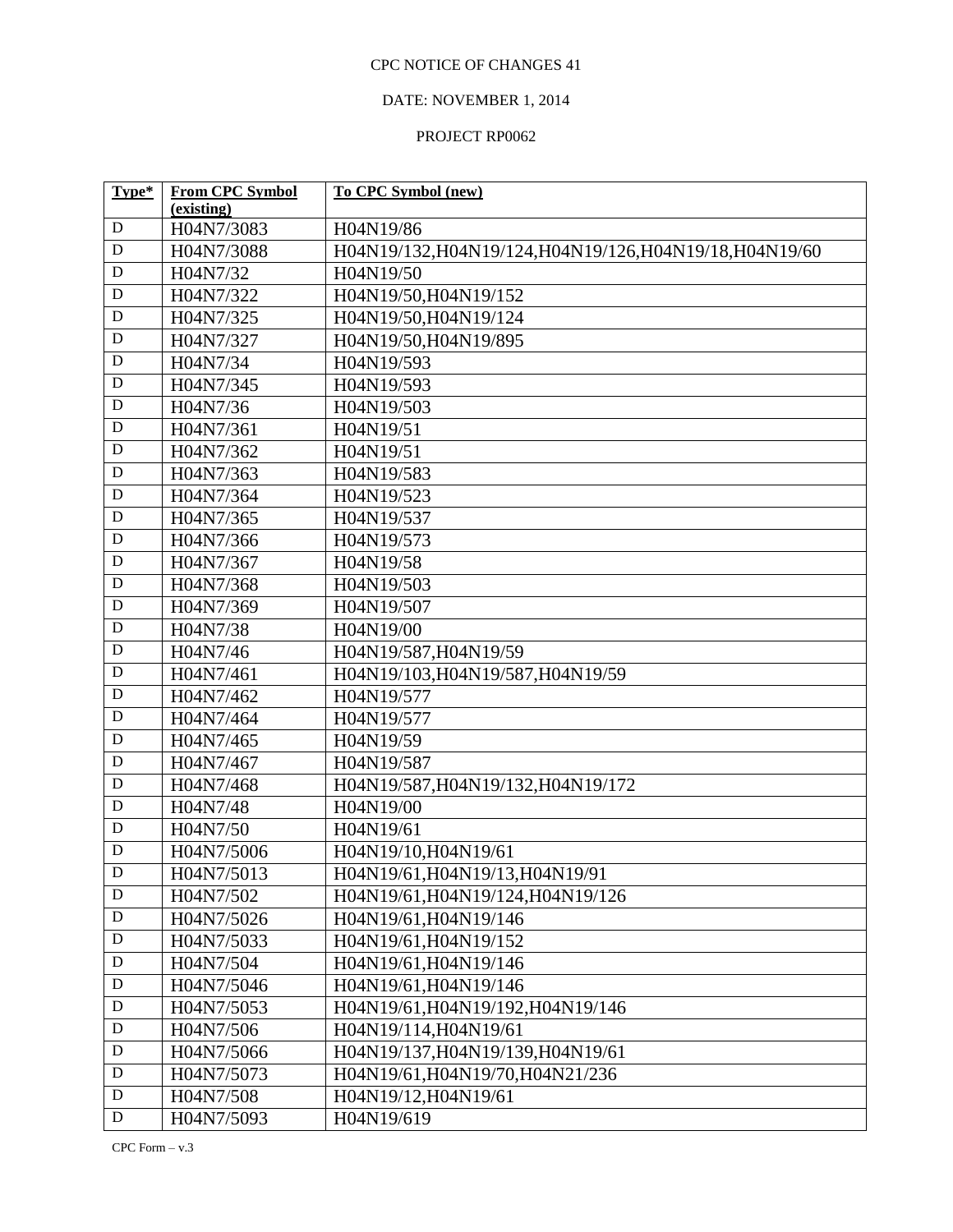CPC NOTICE OF CHANGES 41

DATE: NOVEMBER 1, 2014

PROJECT RP0062

| Type* | From CPC Symbol (existing) | To CPC Symbol (new) |
|---|---|---|
| D | H04N7/3083 | H04N19/86 |
| D | H04N7/3088 | H04N19/132,H04N19/124,H04N19/126,H04N19/18,H04N19/60 |
| D | H04N7/32 | H04N19/50 |
| D | H04N7/322 | H04N19/50,H04N19/152 |
| D | H04N7/325 | H04N19/50,H04N19/124 |
| D | H04N7/327 | H04N19/50,H04N19/895 |
| D | H04N7/34 | H04N19/593 |
| D | H04N7/345 | H04N19/593 |
| D | H04N7/36 | H04N19/503 |
| D | H04N7/361 | H04N19/51 |
| D | H04N7/362 | H04N19/51 |
| D | H04N7/363 | H04N19/583 |
| D | H04N7/364 | H04N19/523 |
| D | H04N7/365 | H04N19/537 |
| D | H04N7/366 | H04N19/573 |
| D | H04N7/367 | H04N19/58 |
| D | H04N7/368 | H04N19/503 |
| D | H04N7/369 | H04N19/507 |
| D | H04N7/38 | H04N19/00 |
| D | H04N7/46 | H04N19/587,H04N19/59 |
| D | H04N7/461 | H04N19/103,H04N19/587,H04N19/59 |
| D | H04N7/462 | H04N19/577 |
| D | H04N7/464 | H04N19/577 |
| D | H04N7/465 | H04N19/59 |
| D | H04N7/467 | H04N19/587 |
| D | H04N7/468 | H04N19/587,H04N19/132,H04N19/172 |
| D | H04N7/48 | H04N19/00 |
| D | H04N7/50 | H04N19/61 |
| D | H04N7/5006 | H04N19/10,H04N19/61 |
| D | H04N7/5013 | H04N19/61,H04N19/13,H04N19/91 |
| D | H04N7/502 | H04N19/61,H04N19/124,H04N19/126 |
| D | H04N7/5026 | H04N19/61,H04N19/146 |
| D | H04N7/5033 | H04N19/61,H04N19/152 |
| D | H04N7/504 | H04N19/61,H04N19/146 |
| D | H04N7/5046 | H04N19/61,H04N19/146 |
| D | H04N7/5053 | H04N19/61,H04N19/192,H04N19/146 |
| D | H04N7/506 | H04N19/114,H04N19/61 |
| D | H04N7/5066 | H04N19/137,H04N19/139,H04N19/61 |
| D | H04N7/5073 | H04N19/61,H04N19/70,H04N21/236 |
| D | H04N7/508 | H04N19/12,H04N19/61 |
| D | H04N7/5093 | H04N19/619 |

CPC Form – v.3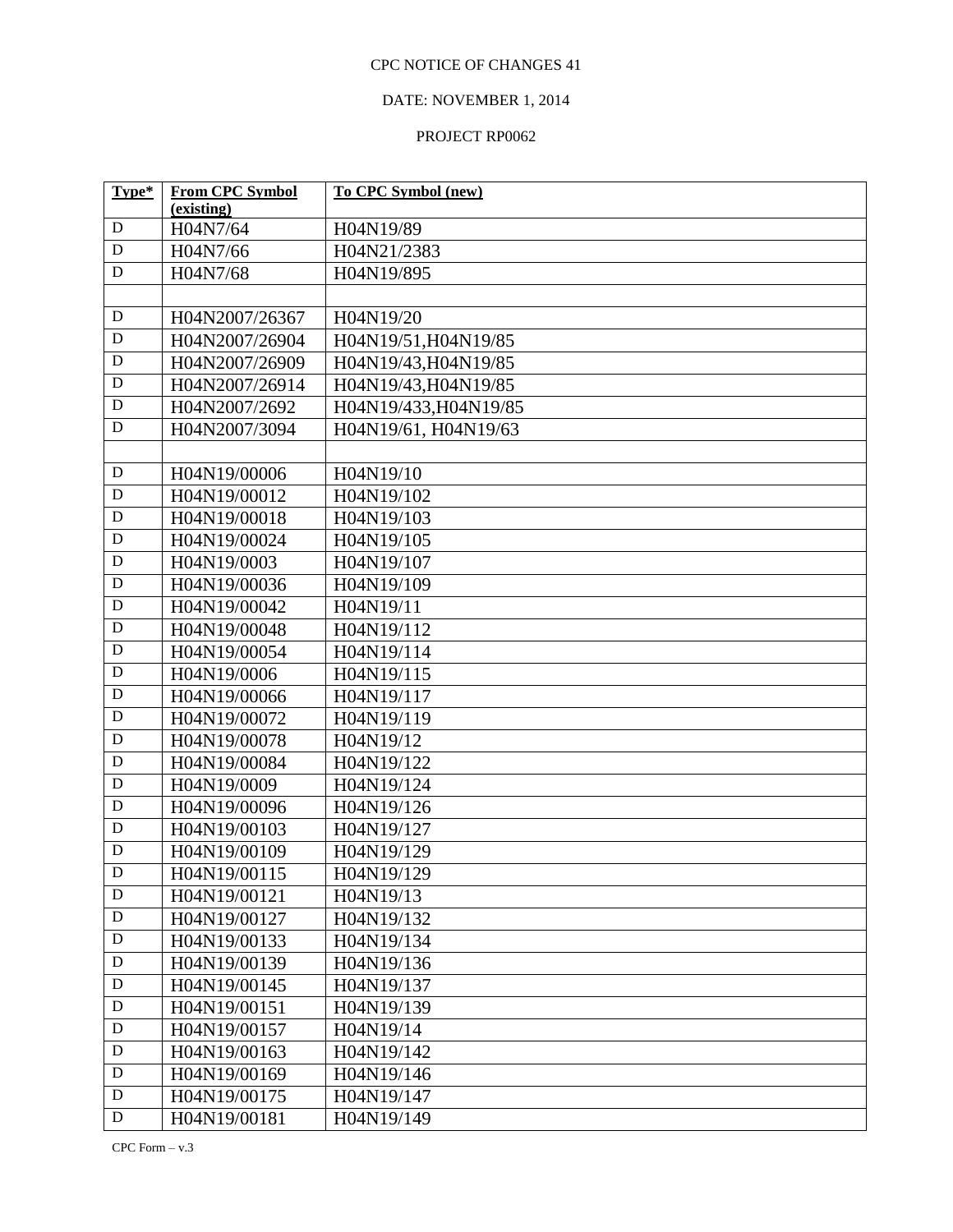CPC NOTICE OF CHANGES 41

DATE: NOVEMBER 1, 2014

PROJECT RP0062

| Type* | From CPC Symbol (existing) | To CPC Symbol (new) |
|---|---|---|
| D | H04N7/64 | H04N19/89 |
| D | H04N7/66 | H04N21/2383 |
| D | H04N7/68 | H04N19/895 |
| | | |
| D | H04N2007/26367 | H04N19/20 |
| D | H04N2007/26904 | H04N19/51,H04N19/85 |
| D | H04N2007/26909 | H04N19/43,H04N19/85 |
| D | H04N2007/26914 | H04N19/43,H04N19/85 |
| D | H04N2007/2692 | H04N19/433,H04N19/85 |
| D | H04N2007/3094 | H04N19/61, H04N19/63 |
| | | |
| D | H04N19/00006 | H04N19/10 |
| D | H04N19/00012 | H04N19/102 |
| D | H04N19/00018 | H04N19/103 |
| D | H04N19/00024 | H04N19/105 |
| D | H04N19/0003 | H04N19/107 |
| D | H04N19/00036 | H04N19/109 |
| D | H04N19/00042 | H04N19/11 |
| D | H04N19/00048 | H04N19/112 |
| D | H04N19/00054 | H04N19/114 |
| D | H04N19/0006 | H04N19/115 |
| D | H04N19/00066 | H04N19/117 |
| D | H04N19/00072 | H04N19/119 |
| D | H04N19/00078 | H04N19/12 |
| D | H04N19/00084 | H04N19/122 |
| D | H04N19/0009 | H04N19/124 |
| D | H04N19/00096 | H04N19/126 |
| D | H04N19/00103 | H04N19/127 |
| D | H04N19/00109 | H04N19/129 |
| D | H04N19/00115 | H04N19/129 |
| D | H04N19/00121 | H04N19/13 |
| D | H04N19/00127 | H04N19/132 |
| D | H04N19/00133 | H04N19/134 |
| D | H04N19/00139 | H04N19/136 |
| D | H04N19/00145 | H04N19/137 |
| D | H04N19/00151 | H04N19/139 |
| D | H04N19/00157 | H04N19/14 |
| D | H04N19/00163 | H04N19/142 |
| D | H04N19/00169 | H04N19/146 |
| D | H04N19/00175 | H04N19/147 |
| D | H04N19/00181 | H04N19/149 |

CPC Form – v.3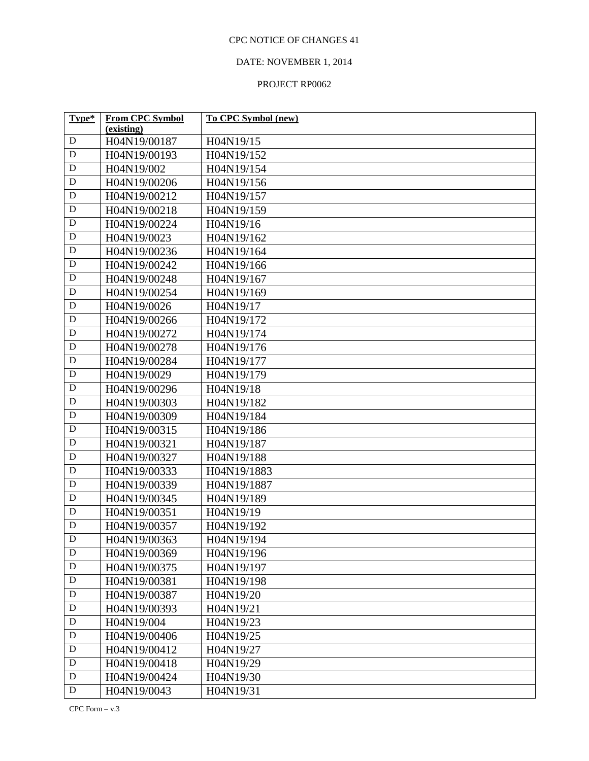CPC NOTICE OF CHANGES 41

DATE: NOVEMBER 1, 2014

PROJECT RP0062

| **Type*** | **From CPC Symbol (existing)** | **To CPC Symbol (new)** |
|---|---|---|
| D | H04N19/00187 | H04N19/15 |
| D | H04N19/00193 | H04N19/152 |
| D | H04N19/002 | H04N19/154 |
| D | H04N19/00206 | H04N19/156 |
| D | H04N19/00212 | H04N19/157 |
| D | H04N19/00218 | H04N19/159 |
| D | H04N19/00224 | H04N19/16 |
| D | H04N19/0023 | H04N19/162 |
| D | H04N19/00236 | H04N19/164 |
| D | H04N19/00242 | H04N19/166 |
| D | H04N19/00248 | H04N19/167 |
| D | H04N19/00254 | H04N19/169 |
| D | H04N19/0026 | H04N19/17 |
| D | H04N19/00266 | H04N19/172 |
| D | H04N19/00272 | H04N19/174 |
| D | H04N19/00278 | H04N19/176 |
| D | H04N19/00284 | H04N19/177 |
| D | H04N19/0029 | H04N19/179 |
| D | H04N19/00296 | H04N19/18 |
| D | H04N19/00303 | H04N19/182 |
| D | H04N19/00309 | H04N19/184 |
| D | H04N19/00315 | H04N19/186 |
| D | H04N19/00321 | H04N19/187 |
| D | H04N19/00327 | H04N19/188 |
| D | H04N19/00333 | H04N19/1883 |
| D | H04N19/00339 | H04N19/1887 |
| D | H04N19/00345 | H04N19/189 |
| D | H04N19/00351 | H04N19/19 |
| D | H04N19/00357 | H04N19/192 |
| D | H04N19/00363 | H04N19/194 |
| D | H04N19/00369 | H04N19/196 |
| D | H04N19/00375 | H04N19/197 |
| D | H04N19/00381 | H04N19/198 |
| D | H04N19/00387 | H04N19/20 |
| D | H04N19/00393 | H04N19/21 |
| D | H04N19/004 | H04N19/23 |
| D | H04N19/00406 | H04N19/25 |
| D | H04N19/00412 | H04N19/27 |
| D | H04N19/00418 | H04N19/29 |
| D | H04N19/00424 | H04N19/30 |
| D | H04N19/0043 | H04N19/31 |

CPC Form – v.3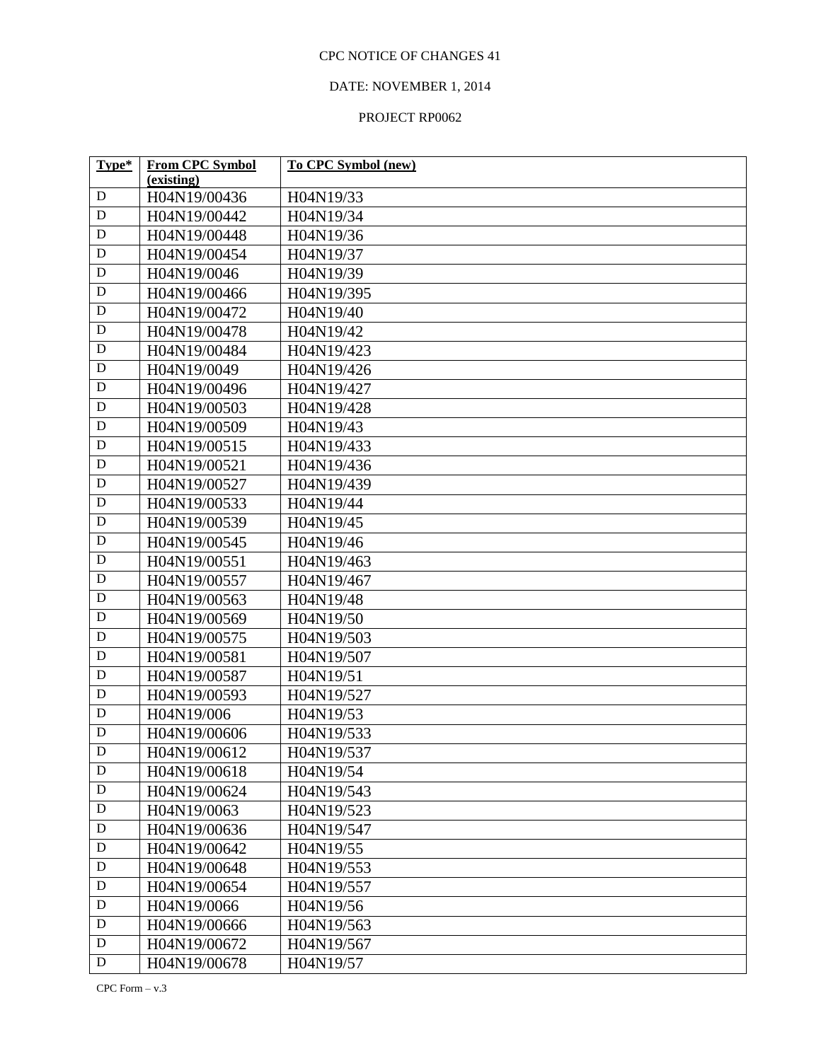CPC NOTICE OF CHANGES 41

DATE: NOVEMBER 1, 2014

PROJECT RP0062

| Type* | From CPC Symbol (existing) | To CPC Symbol (new) |
|---|---|---|
| D | H04N19/00436 | H04N19/33 |
| D | H04N19/00442 | H04N19/34 |
| D | H04N19/00448 | H04N19/36 |
| D | H04N19/00454 | H04N19/37 |
| D | H04N19/0046 | H04N19/39 |
| D | H04N19/00466 | H04N19/395 |
| D | H04N19/00472 | H04N19/40 |
| D | H04N19/00478 | H04N19/42 |
| D | H04N19/00484 | H04N19/423 |
| D | H04N19/0049 | H04N19/426 |
| D | H04N19/00496 | H04N19/427 |
| D | H04N19/00503 | H04N19/428 |
| D | H04N19/00509 | H04N19/43 |
| D | H04N19/00515 | H04N19/433 |
| D | H04N19/00521 | H04N19/436 |
| D | H04N19/00527 | H04N19/439 |
| D | H04N19/00533 | H04N19/44 |
| D | H04N19/00539 | H04N19/45 |
| D | H04N19/00545 | H04N19/46 |
| D | H04N19/00551 | H04N19/463 |
| D | H04N19/00557 | H04N19/467 |
| D | H04N19/00563 | H04N19/48 |
| D | H04N19/00569 | H04N19/50 |
| D | H04N19/00575 | H04N19/503 |
| D | H04N19/00581 | H04N19/507 |
| D | H04N19/00587 | H04N19/51 |
| D | H04N19/00593 | H04N19/527 |
| D | H04N19/006 | H04N19/53 |
| D | H04N19/00606 | H04N19/533 |
| D | H04N19/00612 | H04N19/537 |
| D | H04N19/00618 | H04N19/54 |
| D | H04N19/00624 | H04N19/543 |
| D | H04N19/0063 | H04N19/523 |
| D | H04N19/00636 | H04N19/547 |
| D | H04N19/00642 | H04N19/55 |
| D | H04N19/00648 | H04N19/553 |
| D | H04N19/00654 | H04N19/557 |
| D | H04N19/0066 | H04N19/56 |
| D | H04N19/00666 | H04N19/563 |
| D | H04N19/00672 | H04N19/567 |
| D | H04N19/00678 | H04N19/57 |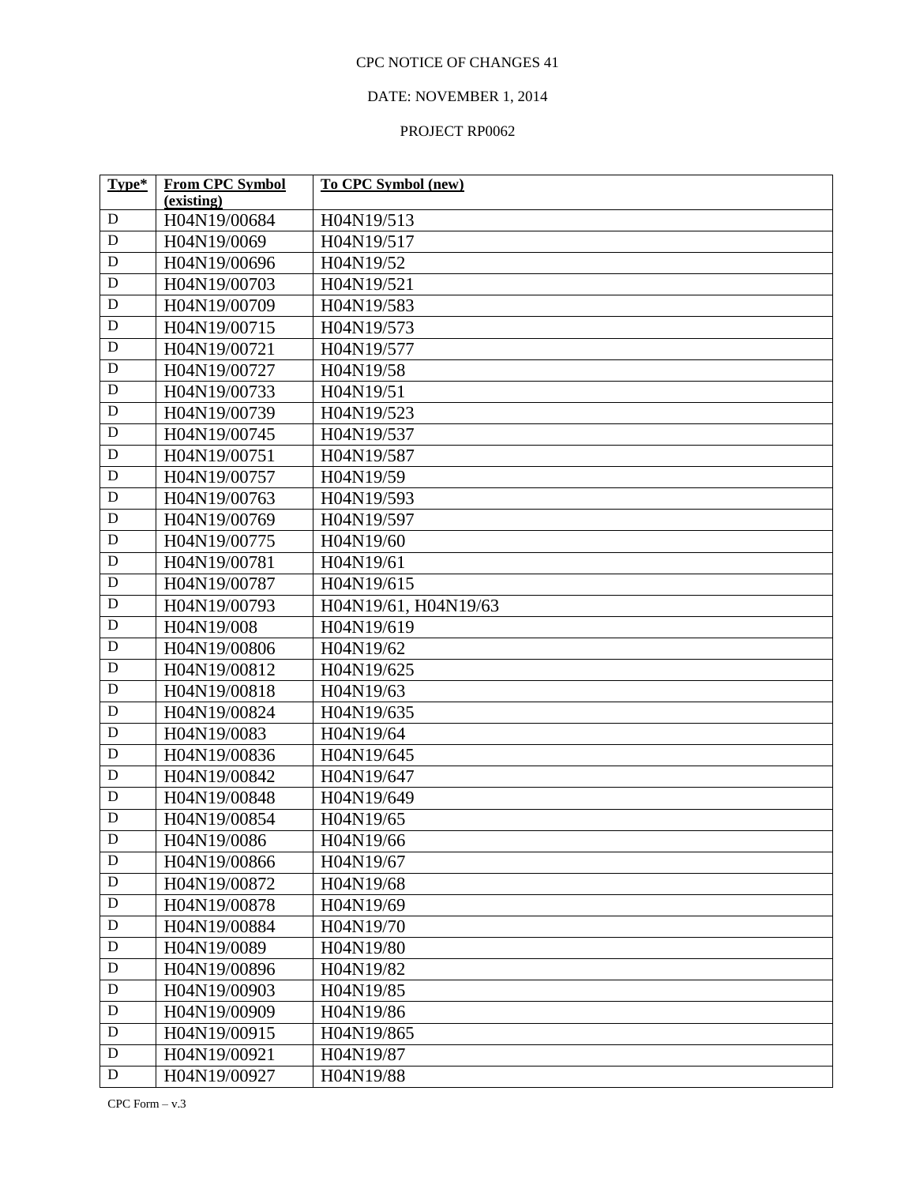CPC NOTICE OF CHANGES 41

DATE: NOVEMBER 1, 2014

PROJECT RP0062

| Type* | From CPC Symbol (existing) | To CPC Symbol (new) |
|---|---|---|
| D | H04N19/00684 | H04N19/513 |
| D | H04N19/0069 | H04N19/517 |
| D | H04N19/00696 | H04N19/52 |
| D | H04N19/00703 | H04N19/521 |
| D | H04N19/00709 | H04N19/583 |
| D | H04N19/00715 | H04N19/573 |
| D | H04N19/00721 | H04N19/577 |
| D | H04N19/00727 | H04N19/58 |
| D | H04N19/00733 | H04N19/51 |
| D | H04N19/00739 | H04N19/523 |
| D | H04N19/00745 | H04N19/537 |
| D | H04N19/00751 | H04N19/587 |
| D | H04N19/00757 | H04N19/59 |
| D | H04N19/00763 | H04N19/593 |
| D | H04N19/00769 | H04N19/597 |
| D | H04N19/00775 | H04N19/60 |
| D | H04N19/00781 | H04N19/61 |
| D | H04N19/00787 | H04N19/615 |
| D | H04N19/00793 | H04N19/61, H04N19/63 |
| D | H04N19/008 | H04N19/619 |
| D | H04N19/00806 | H04N19/62 |
| D | H04N19/00812 | H04N19/625 |
| D | H04N19/00818 | H04N19/63 |
| D | H04N19/00824 | H04N19/635 |
| D | H04N19/0083 | H04N19/64 |
| D | H04N19/00836 | H04N19/645 |
| D | H04N19/00842 | H04N19/647 |
| D | H04N19/00848 | H04N19/649 |
| D | H04N19/00854 | H04N19/65 |
| D | H04N19/0086 | H04N19/66 |
| D | H04N19/00866 | H04N19/67 |
| D | H04N19/00872 | H04N19/68 |
| D | H04N19/00878 | H04N19/69 |
| D | H04N19/00884 | H04N19/70 |
| D | H04N19/0089 | H04N19/80 |
| D | H04N19/00896 | H04N19/82 |
| D | H04N19/00903 | H04N19/85 |
| D | H04N19/00909 | H04N19/86 |
| D | H04N19/00915 | H04N19/865 |
| D | H04N19/00921 | H04N19/87 |
| D | H04N19/00927 | H04N19/88 |

CPC Form – v.3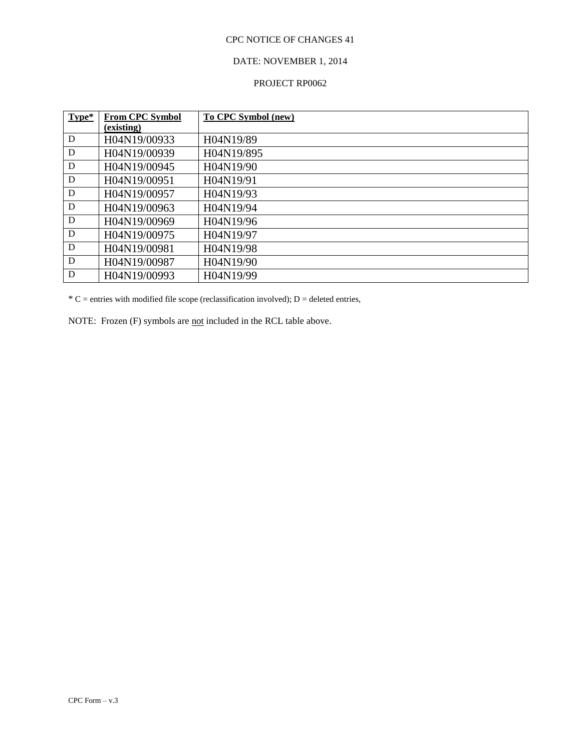CPC NOTICE OF CHANGES 41

DATE: NOVEMBER 1, 2014

PROJECT RP0062

| Type* | From CPC Symbol (existing) | To CPC Symbol (new) |
|---|---|---|
| D | H04N19/00933 | H04N19/89 |
| D | H04N19/00939 | H04N19/895 |
| D | H04N19/00945 | H04N19/90 |
| D | H04N19/00951 | H04N19/91 |
| D | H04N19/00957 | H04N19/93 |
| D | H04N19/00963 | H04N19/94 |
| D | H04N19/00969 | H04N19/96 |
| D | H04N19/00975 | H04N19/97 |
| D | H04N19/00981 | H04N19/98 |
| D | H04N19/00987 | H04N19/90 |
| D | H04N19/00993 | H04N19/99 |

* C = entries with modified file scope (reclassification involved); D = deleted entries,

NOTE: Frozen (F) symbols are not included in the RCL table above.

CPC Form – v.3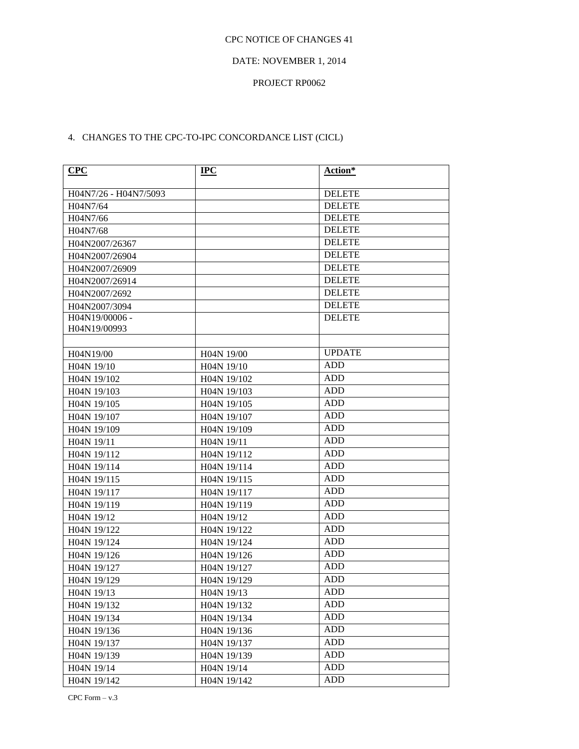CPC NOTICE OF CHANGES 41

DATE: NOVEMBER 1, 2014

PROJECT RP0062

4. CHANGES TO THE CPC-TO-IPC CONCORDANCE LIST (CICL)

| **CPC** | **IPC** | **Action*** |
|---|---|---|
| H04N7/26 - H04N7/5093 | | DELETE |
| H04N7/64 | | DELETE |
| H04N7/66 | | DELETE |
| H04N7/68 | | DELETE |
| H04N2007/26367 | | DELETE |
| H04N2007/26904 | | DELETE |
| H04N2007/26909 | | DELETE |
| H04N2007/26914 | | DELETE |
| H04N2007/2692 | | DELETE |
| H04N2007/3094 | | DELETE |
| H04N19/00006 - H04N19/00993 | | DELETE |
| | | |
| H04N19/00 | H04N 19/00 | UPDATE |
| H04N 19/10 | H04N 19/10 | ADD |
| H04N 19/102 | H04N 19/102 | ADD |
| H04N 19/103 | H04N 19/103 | ADD |
| H04N 19/105 | H04N 19/105 | ADD |
| H04N 19/107 | H04N 19/107 | ADD |
| H04N 19/109 | H04N 19/109 | ADD |
| H04N 19/11 | H04N 19/11 | ADD |
| H04N 19/112 | H04N 19/112 | ADD |
| H04N 19/114 | H04N 19/114 | ADD |
| H04N 19/115 | H04N 19/115 | ADD |
| H04N 19/117 | H04N 19/117 | ADD |
| H04N 19/119 | H04N 19/119 | ADD |
| H04N 19/12 | H04N 19/12 | ADD |
| H04N 19/122 | H04N 19/122 | ADD |
| H04N 19/124 | H04N 19/124 | ADD |
| H04N 19/126 | H04N 19/126 | ADD |
| H04N 19/127 | H04N 19/127 | ADD |
| H04N 19/129 | H04N 19/129 | ADD |
| H04N 19/13 | H04N 19/13 | ADD |
| H04N 19/132 | H04N 19/132 | ADD |
| H04N 19/134 | H04N 19/134 | ADD |
| H04N 19/136 | H04N 19/136 | ADD |
| H04N 19/137 | H04N 19/137 | ADD |
| H04N 19/139 | H04N 19/139 | ADD |
| H04N 19/14 | H04N 19/14 | ADD |
| H04N 19/142 | H04N 19/142 | ADD |

CPC Form – v.3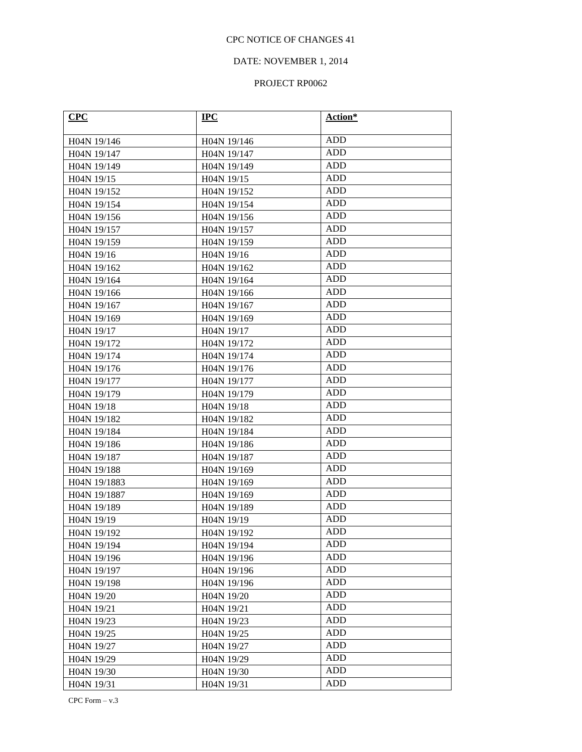CPC NOTICE OF CHANGES 41

DATE: NOVEMBER 1, 2014

PROJECT RP0062

| **CPC** | **IPC** | **Action*** |
|---|---|---|
| H04N 19/146 | H04N 19/146 | ADD |
| H04N 19/147 | H04N 19/147 | ADD |
| H04N 19/149 | H04N 19/149 | ADD |
| H04N 19/15 | H04N 19/15 | ADD |
| H04N 19/152 | H04N 19/152 | ADD |
| H04N 19/154 | H04N 19/154 | ADD |
| H04N 19/156 | H04N 19/156 | ADD |
| H04N 19/157 | H04N 19/157 | ADD |
| H04N 19/159 | H04N 19/159 | ADD |
| H04N 19/16 | H04N 19/16 | ADD |
| H04N 19/162 | H04N 19/162 | ADD |
| H04N 19/164 | H04N 19/164 | ADD |
| H04N 19/166 | H04N 19/166 | ADD |
| H04N 19/167 | H04N 19/167 | ADD |
| H04N 19/169 | H04N 19/169 | ADD |
| H04N 19/17 | H04N 19/17 | ADD |
| H04N 19/172 | H04N 19/172 | ADD |
| H04N 19/174 | H04N 19/174 | ADD |
| H04N 19/176 | H04N 19/176 | ADD |
| H04N 19/177 | H04N 19/177 | ADD |
| H04N 19/179 | H04N 19/179 | ADD |
| H04N 19/18 | H04N 19/18 | ADD |
| H04N 19/182 | H04N 19/182 | ADD |
| H04N 19/184 | H04N 19/184 | ADD |
| H04N 19/186 | H04N 19/186 | ADD |
| H04N 19/187 | H04N 19/187 | ADD |
| H04N 19/188 | H04N 19/169 | ADD |
| H04N 19/1883 | H04N 19/169 | ADD |
| H04N 19/1887 | H04N 19/169 | ADD |
| H04N 19/189 | H04N 19/189 | ADD |
| H04N 19/19 | H04N 19/19 | ADD |
| H04N 19/192 | H04N 19/192 | ADD |
| H04N 19/194 | H04N 19/194 | ADD |
| H04N 19/196 | H04N 19/196 | ADD |
| H04N 19/197 | H04N 19/196 | ADD |
| H04N 19/198 | H04N 19/196 | ADD |
| H04N 19/20 | H04N 19/20 | ADD |
| H04N 19/21 | H04N 19/21 | ADD |
| H04N 19/23 | H04N 19/23 | ADD |
| H04N 19/25 | H04N 19/25 | ADD |
| H04N 19/27 | H04N 19/27 | ADD |
| H04N 19/29 | H04N 19/29 | ADD |
| H04N 19/30 | H04N 19/30 | ADD |
| H04N 19/31 | H04N 19/31 | ADD |

CPC Form – v.3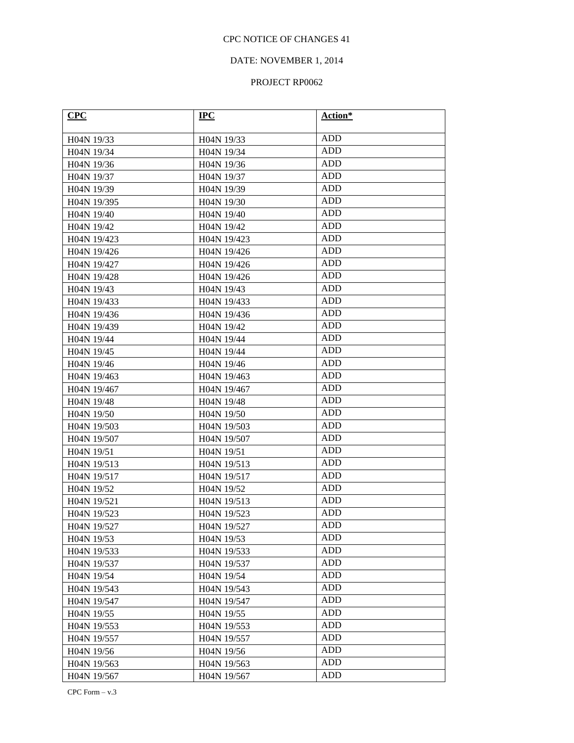CPC NOTICE OF CHANGES 41

DATE: NOVEMBER 1, 2014

PROJECT RP0062

| **CPC** | **IPC** | **Action*** |
|---|---|---|
| H04N 19/33 | H04N 19/33 | ADD |
| H04N 19/34 | H04N 19/34 | ADD |
| H04N 19/36 | H04N 19/36 | ADD |
| H04N 19/37 | H04N 19/37 | ADD |
| H04N 19/39 | H04N 19/39 | ADD |
| H04N 19/395 | H04N 19/30 | ADD |
| H04N 19/40 | H04N 19/40 | ADD |
| H04N 19/42 | H04N 19/42 | ADD |
| H04N 19/423 | H04N 19/423 | ADD |
| H04N 19/426 | H04N 19/426 | ADD |
| H04N 19/427 | H04N 19/426 | ADD |
| H04N 19/428 | H04N 19/426 | ADD |
| H04N 19/43 | H04N 19/43 | ADD |
| H04N 19/433 | H04N 19/433 | ADD |
| H04N 19/436 | H04N 19/436 | ADD |
| H04N 19/439 | H04N 19/42 | ADD |
| H04N 19/44 | H04N 19/44 | ADD |
| H04N 19/45 | H04N 19/44 | ADD |
| H04N 19/46 | H04N 19/46 | ADD |
| H04N 19/463 | H04N 19/463 | ADD |
| H04N 19/467 | H04N 19/467 | ADD |
| H04N 19/48 | H04N 19/48 | ADD |
| H04N 19/50 | H04N 19/50 | ADD |
| H04N 19/503 | H04N 19/503 | ADD |
| H04N 19/507 | H04N 19/507 | ADD |
| H04N 19/51 | H04N 19/51 | ADD |
| H04N 19/513 | H04N 19/513 | ADD |
| H04N 19/517 | H04N 19/517 | ADD |
| H04N 19/52 | H04N 19/52 | ADD |
| H04N 19/521 | H04N 19/513 | ADD |
| H04N 19/523 | H04N 19/523 | ADD |
| H04N 19/527 | H04N 19/527 | ADD |
| H04N 19/53 | H04N 19/53 | ADD |
| H04N 19/533 | H04N 19/533 | ADD |
| H04N 19/537 | H04N 19/537 | ADD |
| H04N 19/54 | H04N 19/54 | ADD |
| H04N 19/543 | H04N 19/543 | ADD |
| H04N 19/547 | H04N 19/547 | ADD |
| H04N 19/55 | H04N 19/55 | ADD |
| H04N 19/553 | H04N 19/553 | ADD |
| H04N 19/557 | H04N 19/557 | ADD |
| H04N 19/56 | H04N 19/56 | ADD |
| H04N 19/563 | H04N 19/563 | ADD |
| H04N 19/567 | H04N 19/567 | ADD |

CPC Form – v.3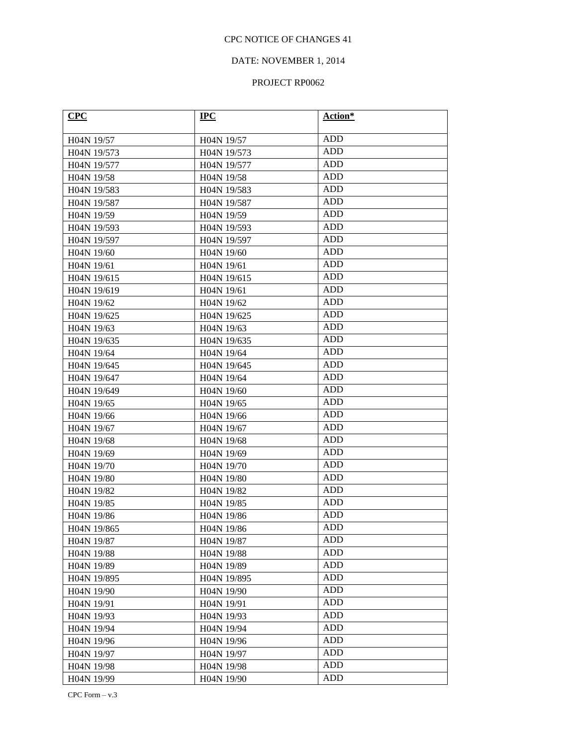CPC NOTICE OF CHANGES 41

DATE: NOVEMBER 1, 2014

PROJECT RP0062

| **CPC** | **IPC** | **Action*** |
|---|---|---|
| H04N 19/57 | H04N 19/57 | ADD |
| H04N 19/573 | H04N 19/573 | ADD |
| H04N 19/577 | H04N 19/577 | ADD |
| H04N 19/58 | H04N 19/58 | ADD |
| H04N 19/583 | H04N 19/583 | ADD |
| H04N 19/587 | H04N 19/587 | ADD |
| H04N 19/59 | H04N 19/59 | ADD |
| H04N 19/593 | H04N 19/593 | ADD |
| H04N 19/597 | H04N 19/597 | ADD |
| H04N 19/60 | H04N 19/60 | ADD |
| H04N 19/61 | H04N 19/61 | ADD |
| H04N 19/615 | H04N 19/615 | ADD |
| H04N 19/619 | H04N 19/61 | ADD |
| H04N 19/62 | H04N 19/62 | ADD |
| H04N 19/625 | H04N 19/625 | ADD |
| H04N 19/63 | H04N 19/63 | ADD |
| H04N 19/635 | H04N 19/635 | ADD |
| H04N 19/64 | H04N 19/64 | ADD |
| H04N 19/645 | H04N 19/645 | ADD |
| H04N 19/647 | H04N 19/64 | ADD |
| H04N 19/649 | H04N 19/60 | ADD |
| H04N 19/65 | H04N 19/65 | ADD |
| H04N 19/66 | H04N 19/66 | ADD |
| H04N 19/67 | H04N 19/67 | ADD |
| H04N 19/68 | H04N 19/68 | ADD |
| H04N 19/69 | H04N 19/69 | ADD |
| H04N 19/70 | H04N 19/70 | ADD |
| H04N 19/80 | H04N 19/80 | ADD |
| H04N 19/82 | H04N 19/82 | ADD |
| H04N 19/85 | H04N 19/85 | ADD |
| H04N 19/86 | H04N 19/86 | ADD |
| H04N 19/865 | H04N 19/86 | ADD |
| H04N 19/87 | H04N 19/87 | ADD |
| H04N 19/88 | H04N 19/88 | ADD |
| H04N 19/89 | H04N 19/89 | ADD |
| H04N 19/895 | H04N 19/895 | ADD |
| H04N 19/90 | H04N 19/90 | ADD |
| H04N 19/91 | H04N 19/91 | ADD |
| H04N 19/93 | H04N 19/93 | ADD |
| H04N 19/94 | H04N 19/94 | ADD |
| H04N 19/96 | H04N 19/96 | ADD |
| H04N 19/97 | H04N 19/97 | ADD |
| H04N 19/98 | H04N 19/98 | ADD |
| H04N 19/99 | H04N 19/90 | ADD |

CPC Form – v.3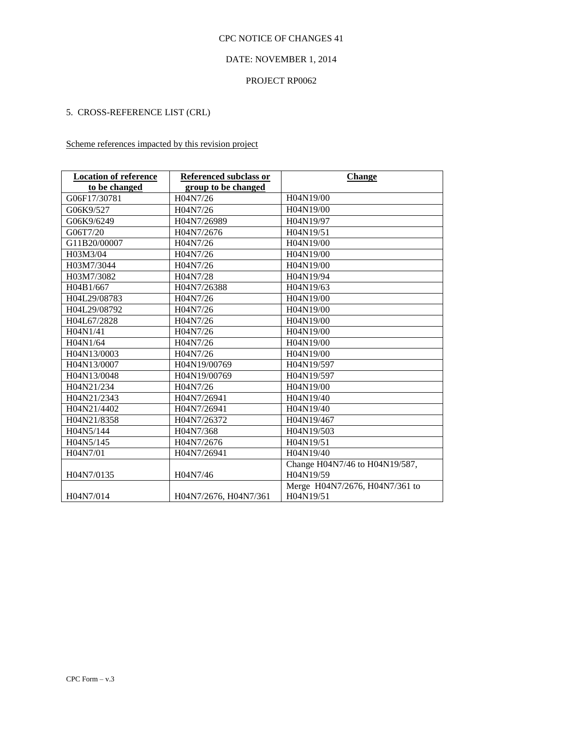CPC NOTICE OF CHANGES 41

DATE: NOVEMBER 1, 2014

PROJECT RP0062

5. CROSS-REFERENCE LIST (CRL)

Scheme references impacted by this revision project

| Location of reference to be changed | Referenced subclass or group to be changed | Change |
|---|---|---|
| G06F17/30781 | H04N7/26 | H04N19/00 |
| G06K9/527 | H04N7/26 | H04N19/00 |
| G06K9/6249 | H04N7/26989 | H04N19/97 |
| G06T7/20 | H04N7/2676 | H04N19/51 |
| G11B20/00007 | H04N7/26 | H04N19/00 |
| H03M3/04 | H04N7/26 | H04N19/00 |
| H03M7/3044 | H04N7/26 | H04N19/00 |
| H03M7/3082 | H04N7/28 | H04N19/94 |
| H04B1/667 | H04N7/26388 | H04N19/63 |
| H04L29/08783 | H04N7/26 | H04N19/00 |
| H04L29/08792 | H04N7/26 | H04N19/00 |
| H04L67/2828 | H04N7/26 | H04N19/00 |
| H04N1/41 | H04N7/26 | H04N19/00 |
| H04N1/64 | H04N7/26 | H04N19/00 |
| H04N13/0003 | H04N7/26 | H04N19/00 |
| H04N13/0007 | H04N19/00769 | H04N19/597 |
| H04N13/0048 | H04N19/00769 | H04N19/597 |
| H04N21/234 | H04N7/26 | H04N19/00 |
| H04N21/2343 | H04N7/26941 | H04N19/40 |
| H04N21/4402 | H04N7/26941 | H04N19/40 |
| H04N21/8358 | H04N7/26372 | H04N19/467 |
| H04N5/144 | H04N7/368 | H04N19/503 |
| H04N5/145 | H04N7/2676 | H04N19/51 |
| H04N7/01 | H04N7/26941 | H04N19/40 |
| H04N7/0135 | H04N7/46 | Change H04N7/46 to H04N19/587, H04N19/59 |
| H04N7/014 | H04N7/2676, H04N7/361 | Merge H04N7/2676, H04N7/361 to H04N19/51 |

CPC Form – v.3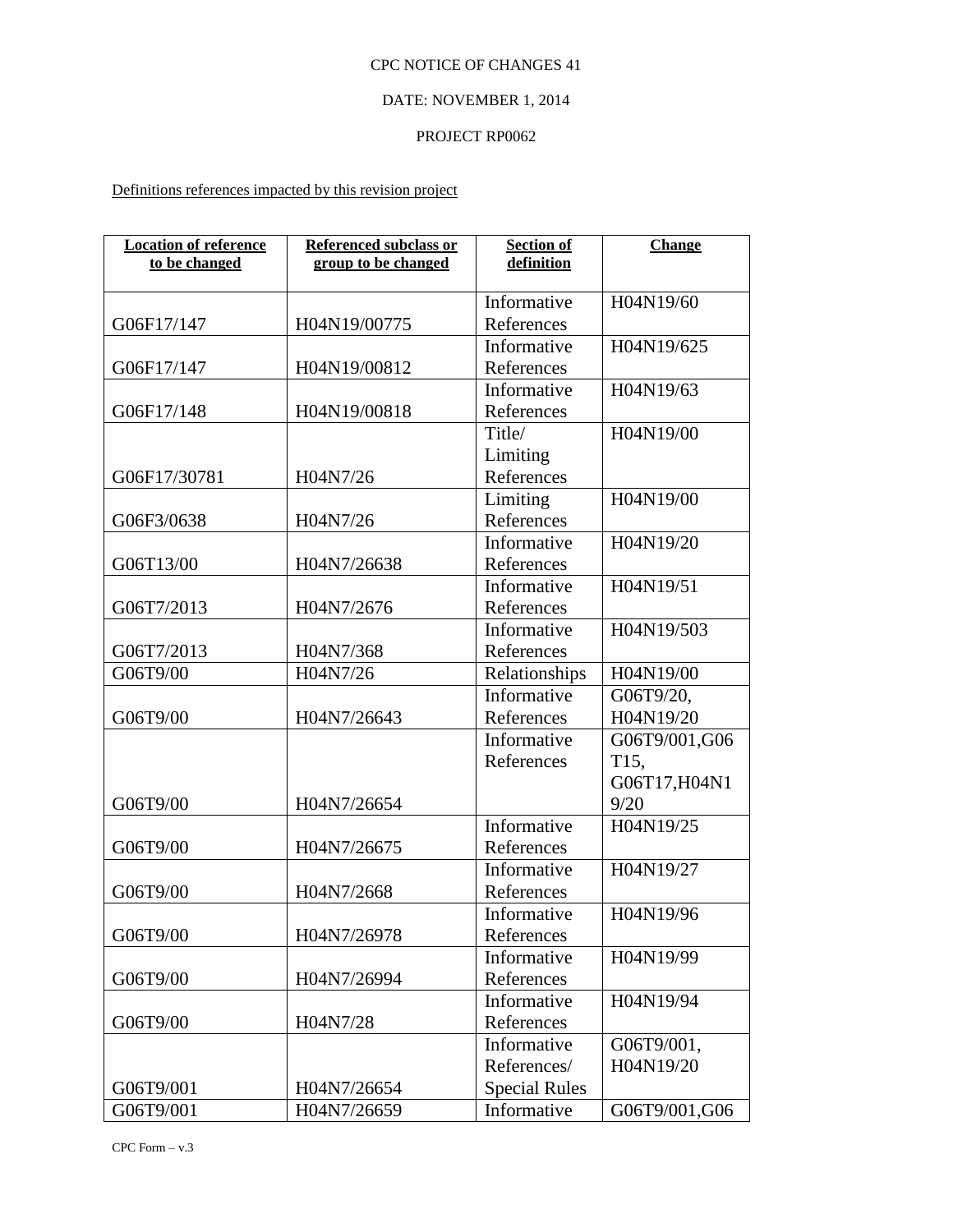CPC NOTICE OF CHANGES 41

DATE: NOVEMBER 1, 2014

PROJECT RP0062

Definitions references impacted by this revision project

| Location of reference to be changed | Referenced subclass or group to be changed | Section of definition | Change |
|---|---|---|---|
| G06F17/147 | H04N19/00775 | Informative References | H04N19/60 |
| G06F17/147 | H04N19/00812 | Informative References | H04N19/625 |
| G06F17/148 | H04N19/00818 | Informative References | H04N19/63 |
| G06F17/30781 | H04N7/26 | Title/ Limiting References | H04N19/00 |
| G06F3/0638 | H04N7/26 | Limiting References | H04N19/00 |
| G06T13/00 | H04N7/26638 | Informative References | H04N19/20 |
| G06T7/2013 | H04N7/2676 | Informative References | H04N19/51 |
| G06T7/2013 | H04N7/368 | Informative References | H04N19/503 |
| G06T9/00 | H04N7/26 | Relationships | H04N19/00 |
| G06T9/00 | H04N7/26643 | Informative References | G06T9/20, H04N19/20 |
| G06T9/00 | H04N7/26654 | Informative References | G06T9/001,G06T15, G06T17,H04N19/20 |
| G06T9/00 | H04N7/26675 | Informative References | H04N19/25 |
| G06T9/00 | H04N7/2668 | Informative References | H04N19/27 |
| G06T9/00 | H04N7/26978 | Informative References | H04N19/96 |
| G06T9/00 | H04N7/26994 | Informative References | H04N19/99 |
| G06T9/00 | H04N7/28 | Informative References | H04N19/94 |
| G06T9/001 | H04N7/26654 | Informative References/ Special Rules | G06T9/001, H04N19/20 |
| G06T9/001 | H04N7/26659 | Informative | G06T9/001,G06 |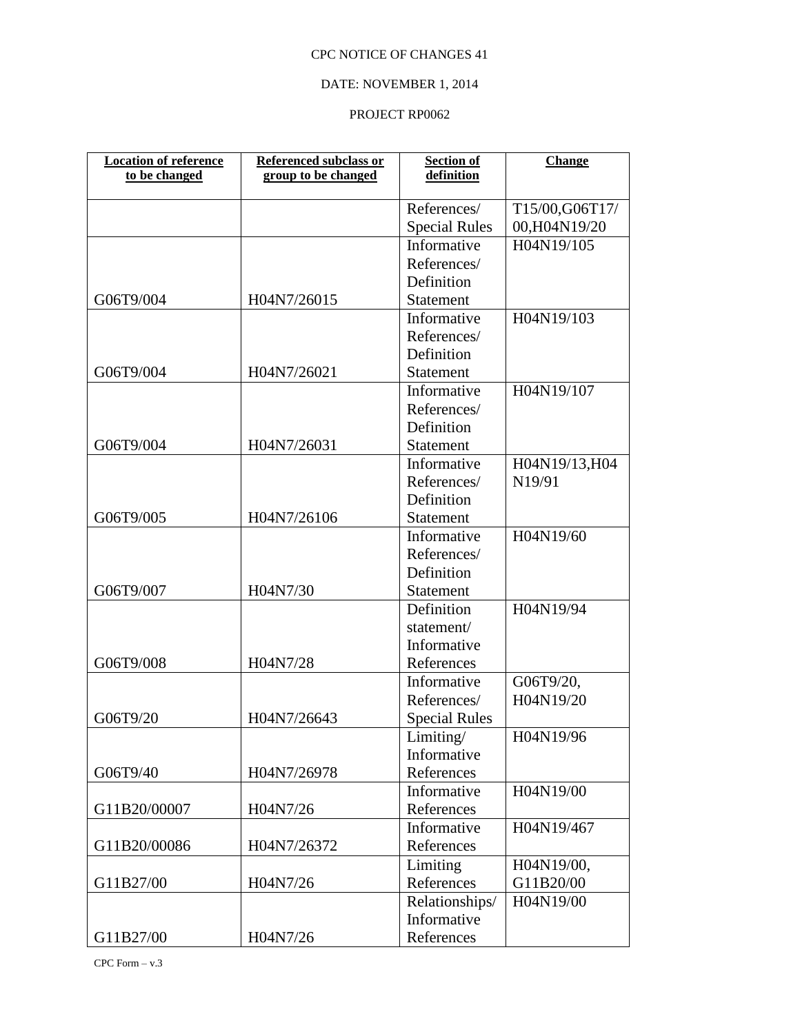CPC NOTICE OF CHANGES 41

DATE: NOVEMBER 1, 2014

PROJECT RP0062

| Location of reference to be changed | Referenced subclass or group to be changed | Section of definition | Change |
|---|---|---|---|
| | | References/ Special Rules | T15/00,G06T17/00,H04N19/20 |
| G06T9/004 | H04N7/26015 | Informative References/ Definition Statement | H04N19/105 |
| G06T9/004 | H04N7/26021 | Informative References/ Definition Statement | H04N19/103 |
| G06T9/004 | H04N7/26031 | Informative References/ Definition Statement | H04N19/107 |
| G06T9/005 | H04N7/26106 | Informative References/ Definition Statement | H04N19/13,H04N19/91 |
| G06T9/007 | H04N7/30 | Informative References/ Definition Statement | H04N19/60 |
| G06T9/008 | H04N7/28 | Definition statement/ Informative References | H04N19/94 |
| G06T9/20 | H04N7/26643 | Informative References/ Special Rules | G06T9/20, H04N19/20 |
| G06T9/40 | H04N7/26978 | Limiting/ Informative References | H04N19/96 |
| G11B20/00007 | H04N7/26 | Informative References | H04N19/00 |
| G11B20/00086 | H04N7/26372 | Informative References | H04N19/467 |
| G11B27/00 | H04N7/26 | Limiting References | H04N19/00, G11B20/00 |
| G11B27/00 | H04N7/26 | Relationships/ Informative References | H04N19/00 |

CPC Form – v.3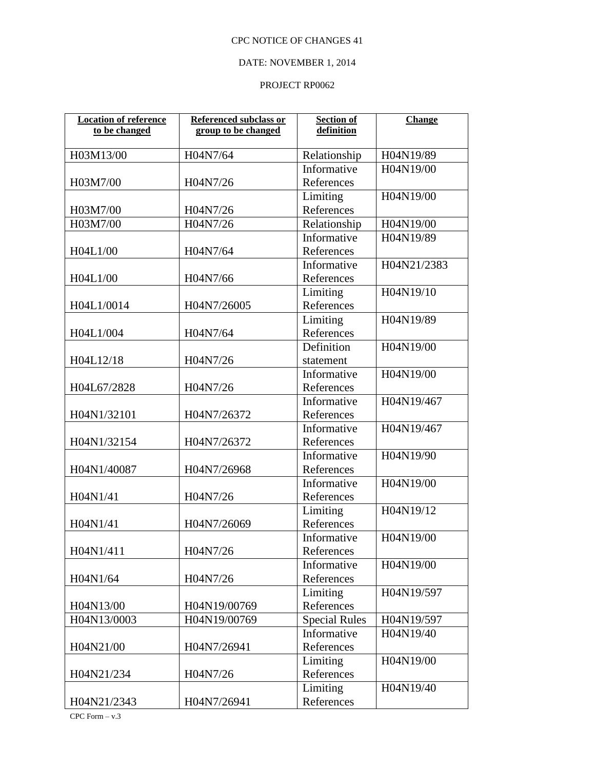CPC NOTICE OF CHANGES 41

DATE: NOVEMBER 1, 2014

PROJECT RP0062

| **Location of reference to be changed** | **Referenced subclass or group to be changed** | **Section of definition** | **Change** |
|---|---|---|---|
| H03M13/00 | H04N7/64 | Relationship | H04N19/89 |
| H03M7/00 | H04N7/26 | Informative References | H04N19/00 |
| H03M7/00 | H04N7/26 | Limiting References | H04N19/00 |
| H03M7/00 | H04N7/26 | Relationship | H04N19/00 |
| H04L1/00 | H04N7/64 | Informative References | H04N19/89 |
| H04L1/00 | H04N7/66 | Informative References | H04N21/2383 |
| H04L1/0014 | H04N7/26005 | Limiting References | H04N19/10 |
| H04L1/004 | H04N7/64 | Limiting References | H04N19/89 |
| H04L12/18 | H04N7/26 | Definition statement | H04N19/00 |
| H04L67/2828 | H04N7/26 | Informative References | H04N19/00 |
| H04N1/32101 | H04N7/26372 | Informative References | H04N19/467 |
| H04N1/32154 | H04N7/26372 | Informative References | H04N19/467 |
| H04N1/40087 | H04N7/26968 | Informative References | H04N19/90 |
| H04N1/41 | H04N7/26 | Informative References | H04N19/00 |
| H04N1/41 | H04N7/26069 | Limiting References | H04N19/12 |
| H04N1/411 | H04N7/26 | Informative References | H04N19/00 |
| H04N1/64 | H04N7/26 | Informative References | H04N19/00 |
| H04N13/00 | H04N19/00769 | Limiting References | H04N19/597 |
| H04N13/0003 | H04N19/00769 | Special Rules | H04N19/597 |
| H04N21/00 | H04N7/26941 | Informative References | H04N19/40 |
| H04N21/234 | H04N7/26 | Limiting References | H04N19/00 |
| H04N21/2343 | H04N7/26941 | Limiting References | H04N19/40 |

CPC Form – v.3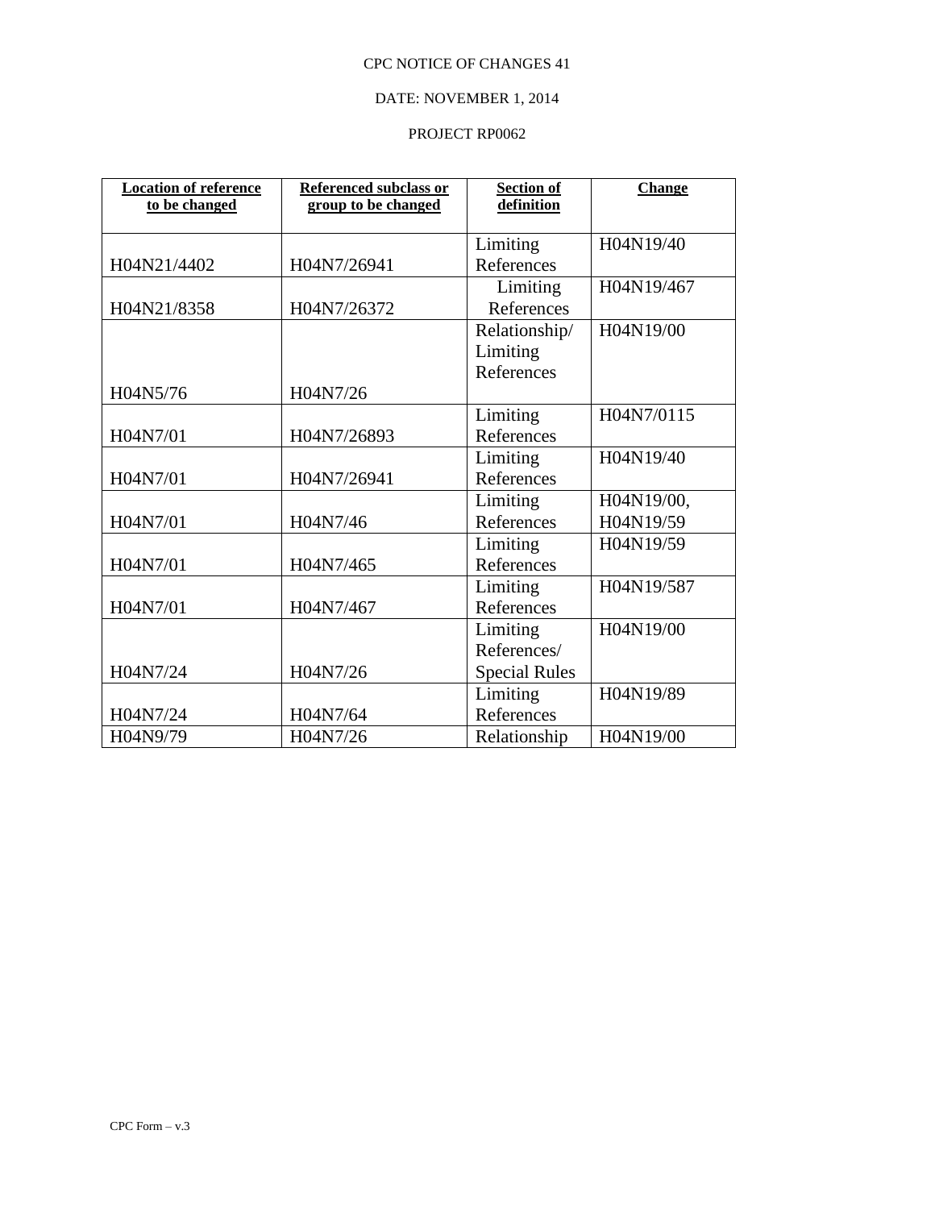CPC NOTICE OF CHANGES 41

DATE: NOVEMBER 1, 2014

PROJECT RP0062

| Location of reference to be changed | Referenced subclass or group to be changed | Section of definition | Change |
|---|---|---|---|
| H04N21/4402 | H04N7/26941 | Limiting References | H04N19/40 |
| H04N21/8358 | H04N7/26372 | Limiting References | H04N19/467 |
| H04N5/76 | H04N7/26 | Relationship/ Limiting References | H04N19/00 |
| H04N7/01 | H04N7/26893 | Limiting References | H04N7/0115 |
| H04N7/01 | H04N7/26941 | Limiting References | H04N19/40 |
| H04N7/01 | H04N7/46 | Limiting References | H04N19/00, H04N19/59 |
| H04N7/01 | H04N7/465 | Limiting References | H04N19/59 |
| H04N7/01 | H04N7/467 | Limiting References | H04N19/587 |
| H04N7/24 | H04N7/26 | Limiting References/ Special Rules | H04N19/00 |
| H04N7/24 | H04N7/64 | Limiting References | H04N19/89 |
| H04N9/79 | H04N7/26 | Relationship | H04N19/00 |